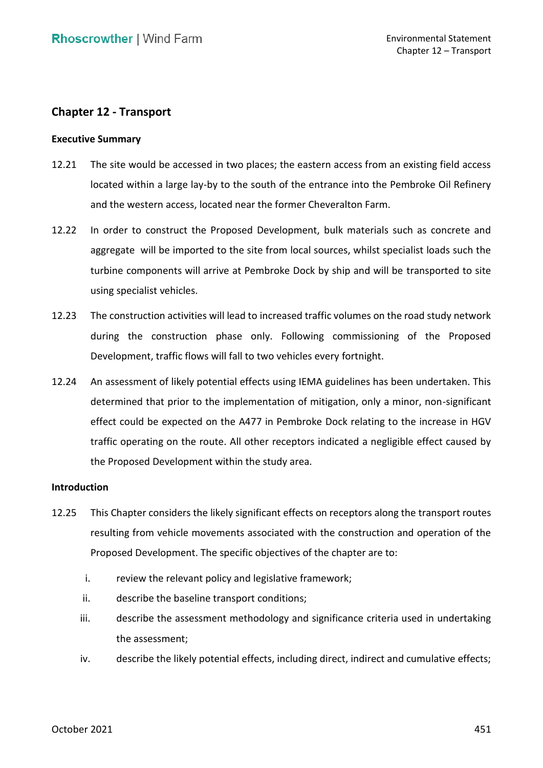# Chapter 12 - Transport

## Executive Summary

12.21 The site would be accessed in two places; the eastern access from an existing field access located within a large lay-by to the south of the entrance into the Pembroke Oil Refinery and the western access, located near the former Cheveralton Farm.

12.22 In order to construct the Proposed Development, bulk materials such as concrete and aggregate will be imported to the site from local sources, whilst specialist loads such the turbine components will arrive at Pembroke Dock by ship and will be transported to site using specialist vehicles.

12.23 The construction activities will lead to increased traffic volumes on the road study network during the construction phase only. Following commissioning of the Proposed Development, traffic flows will fall to two vehicles every fortnight.

12.24 An assessment of likely potential effects using IEMA guidelines has been undertaken. This determined that prior to the implementation of mitigation, only a minor, non-significant effect could be expected on the A477 in Pembroke Dock relating to the increase in HGV traffic operating on the route. All other receptors indicated a negligible effect caused by the Proposed Development within the study area.

## Introduction

12.25 This Chapter considers the likely significant effects on receptors along the transport routes resulting from vehicle movements associated with the construction and operation of the Proposed Development. The specific objectives of the chapter are to:

i. review the relevant policy and legislative framework;

ii. describe the baseline transport conditions;

iii. describe the assessment methodology and significance criteria used in undertaking the assessment;

iv. describe the likely potential effects, including direct, indirect and cumulative effects;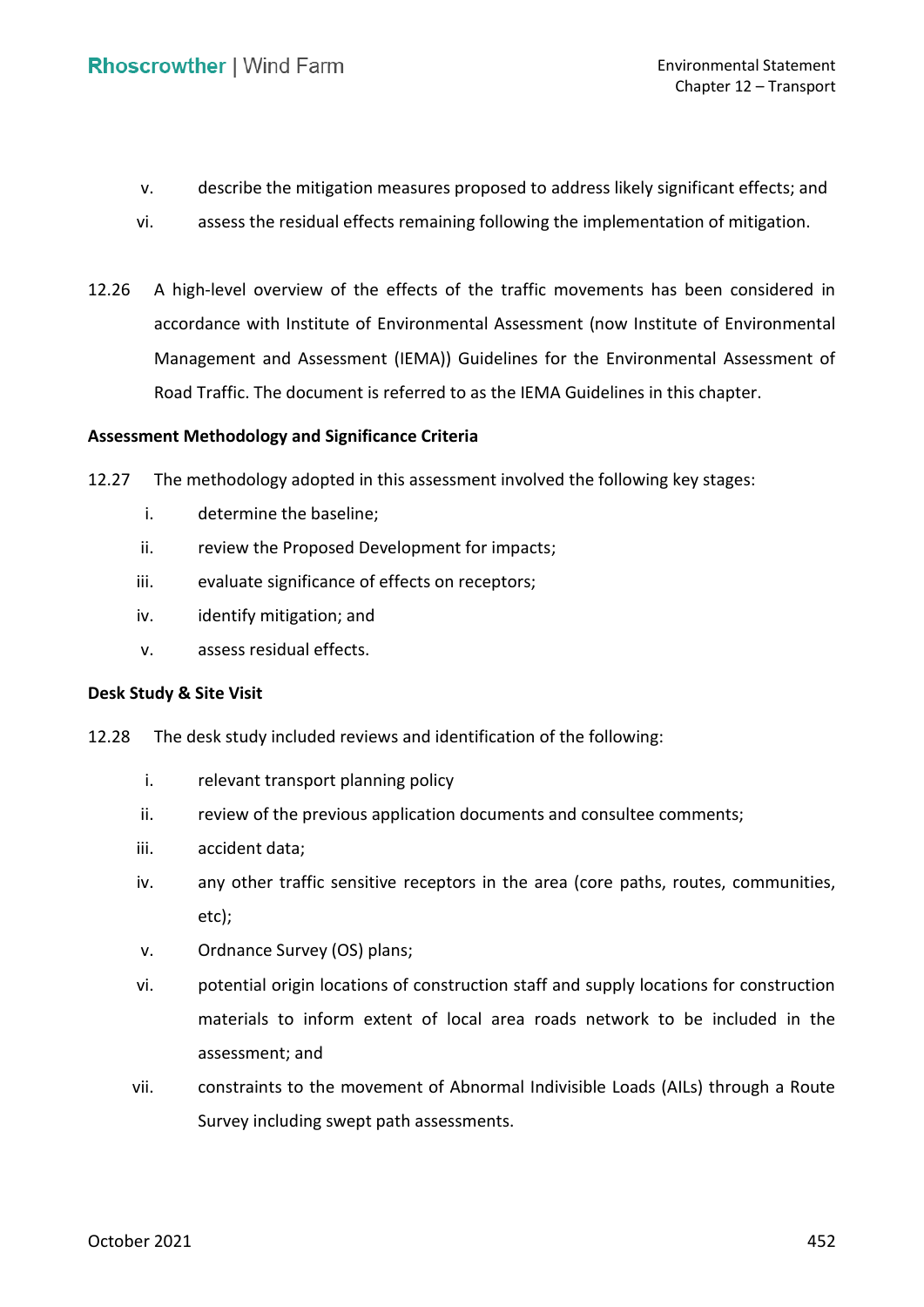v. describe the mitigation measures proposed to address likely significant effects; and

vi. assess the residual effects remaining following the implementation of mitigation.

12.26 A high-level overview of the effects of the traffic movements has been considered in accordance with Institute of Environmental Assessment (now Institute of Environmental Management and Assessment (IEMA)) Guidelines for the Environmental Assessment of Road Traffic. The document is referred to as the IEMA Guidelines in this chapter.

**Assessment Methodology and Significance Criteria**

12.27 The methodology adopted in this assessment involved the following key stages:

i. determine the baseline;

ii. review the Proposed Development for impacts;

iii. evaluate significance of effects on receptors;

iv. identify mitigation; and

v. assess residual effects.

**Desk Study & Site Visit**

12.28 The desk study included reviews and identification of the following:

i. relevant transport planning policy

ii. review of the previous application documents and consultee comments;

iii. accident data;

iv. any other traffic sensitive receptors in the area (core paths, routes, communities, etc);

v. Ordnance Survey (OS) plans;

vi. potential origin locations of construction staff and supply locations for construction materials to inform extent of local area roads network to be included in the assessment; and

vii. constraints to the movement of Abnormal Indivisible Loads (AILs) through a Route Survey including swept path assessments.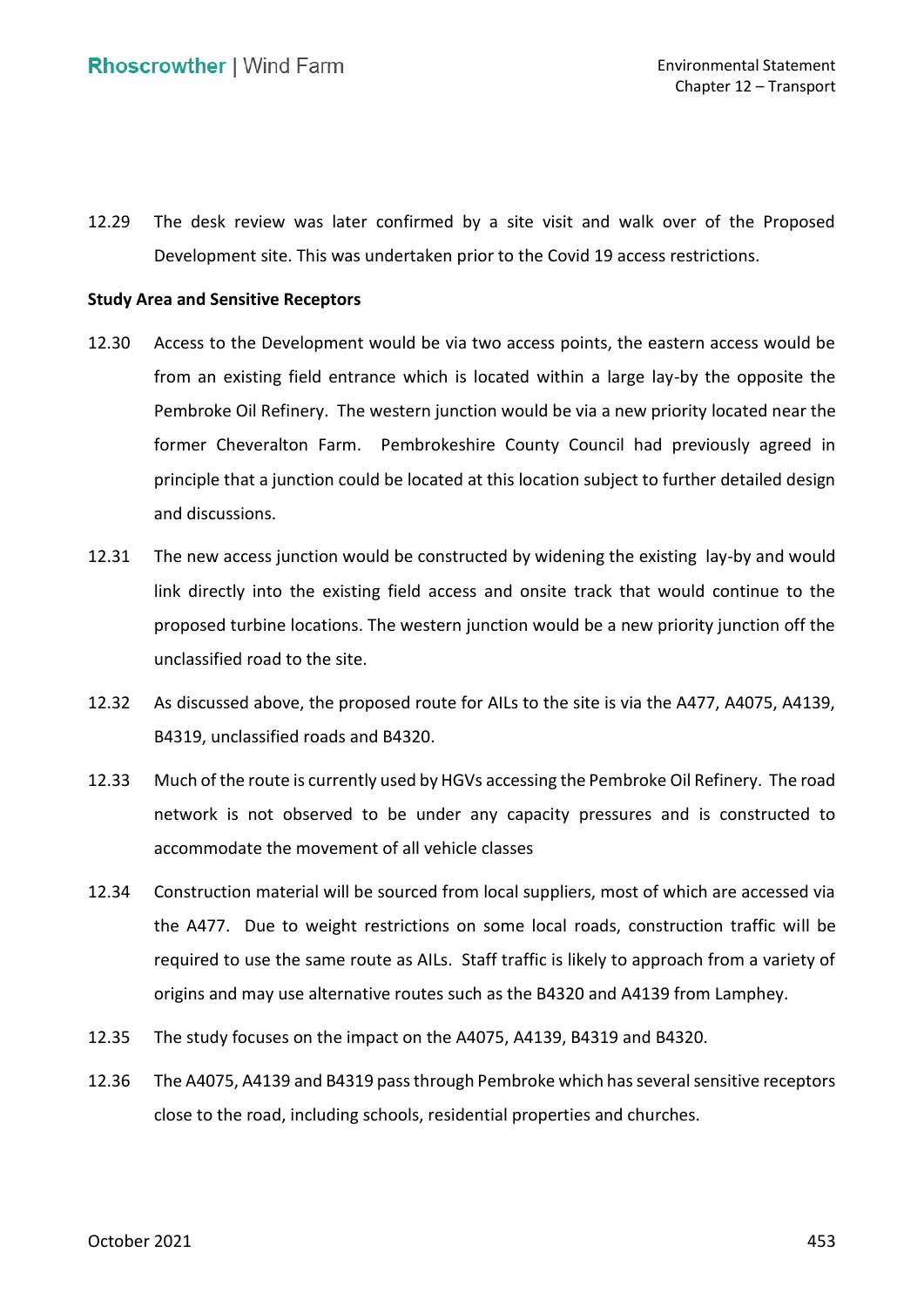12.29 The desk review was later confirmed by a site visit and walk over of the Proposed Development site. This was undertaken prior to the Covid 19 access restrictions.

**Study Area and Sensitive Receptors**

12.30 Access to the Development would be via two access points, the eastern access would be from an existing field entrance which is located within a large lay-by the opposite the Pembroke Oil Refinery. The western junction would be via a new priority located near the former Cheveralton Farm. Pembrokeshire County Council had previously agreed in principle that a junction could be located at this location subject to further detailed design and discussions.

12.31 The new access junction would be constructed by widening the existing lay-by and would link directly into the existing field access and onsite track that would continue to the proposed turbine locations. The western junction would be a new priority junction off the unclassified road to the site.

12.32 As discussed above, the proposed route for AILs to the site is via the A477, A4075, A4139, B4319, unclassified roads and B4320.

12.33 Much of the route is currently used by HGVs accessing the Pembroke Oil Refinery. The road network is not observed to be under any capacity pressures and is constructed to accommodate the movement of all vehicle classes

12.34 Construction material will be sourced from local suppliers, most of which are accessed via the A477. Due to weight restrictions on some local roads, construction traffic will be required to use the same route as AILs. Staff traffic is likely to approach from a variety of origins and may use alternative routes such as the B4320 and A4139 from Lamphey.

12.35 The study focuses on the impact on the A4075, A4139, B4319 and B4320.

12.36 The A4075, A4139 and B4319 pass through Pembroke which has several sensitive receptors close to the road, including schools, residential properties and churches.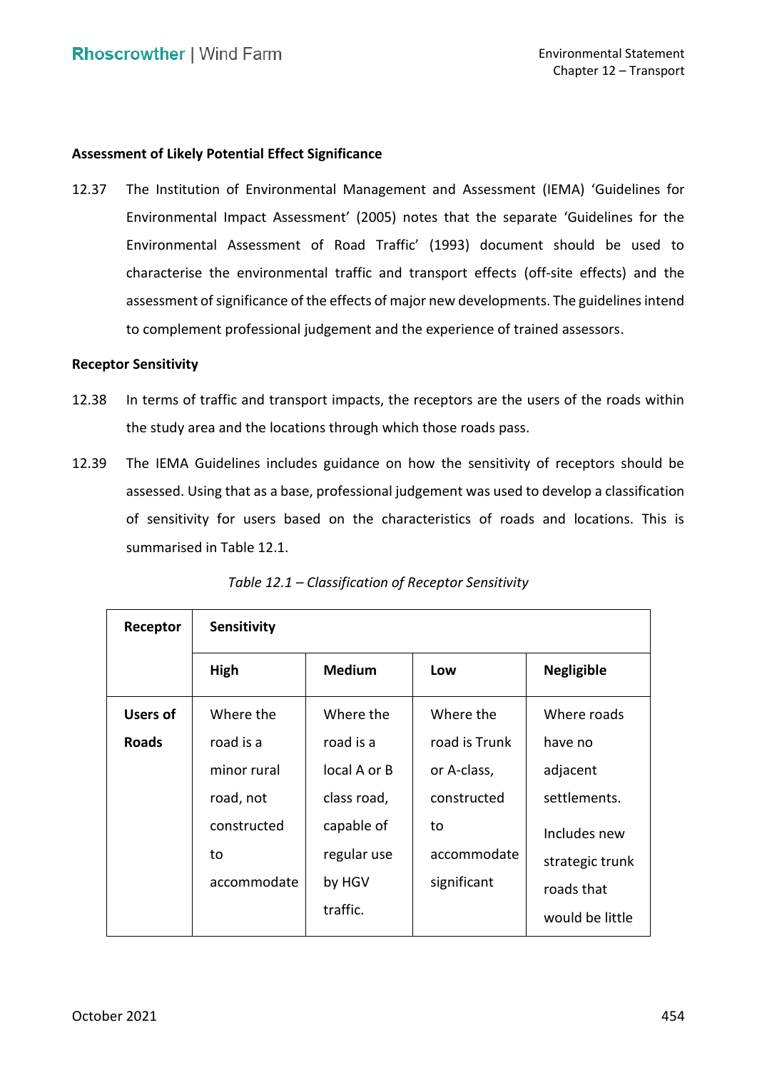**Assessment of Likely Potential Effect Significance**

12.37 The Institution of Environmental Management and Assessment (IEMA) 'Guidelines for Environmental Impact Assessment' (2005) notes that the separate 'Guidelines for the Environmental Assessment of Road Traffic' (1993) document should be used to characterise the environmental traffic and transport effects (off-site effects) and the assessment of significance of the effects of major new developments. The guidelines intend to complement professional judgement and the experience of trained assessors.

**Receptor Sensitivity**

12.38 In terms of traffic and transport impacts, the receptors are the users of the roads within the study area and the locations through which those roads pass.

12.39 The IEMA Guidelines includes guidance on how the sensitivity of receptors should be assessed. Using that as a base, professional judgement was used to develop a classification of sensitivity for users based on the characteristics of roads and locations. This is summarised in Table 12.1.

*Table 12.1 – Classification of Receptor Sensitivity*

| Receptor | Sensitivity | | | |
|---|---|---|---|---|
| | **High** | **Medium** | **Low** | **Negligible** |
| **Users of Roads** | Where the road is a minor rural road, not constructed to accommodate | Where the road is a local A or B class road, capable of regular use by HGV traffic. | Where the road is Trunk or A-class, constructed to accommodate significant | Where roads have no adjacent settlements. Includes new strategic trunk roads that would be little |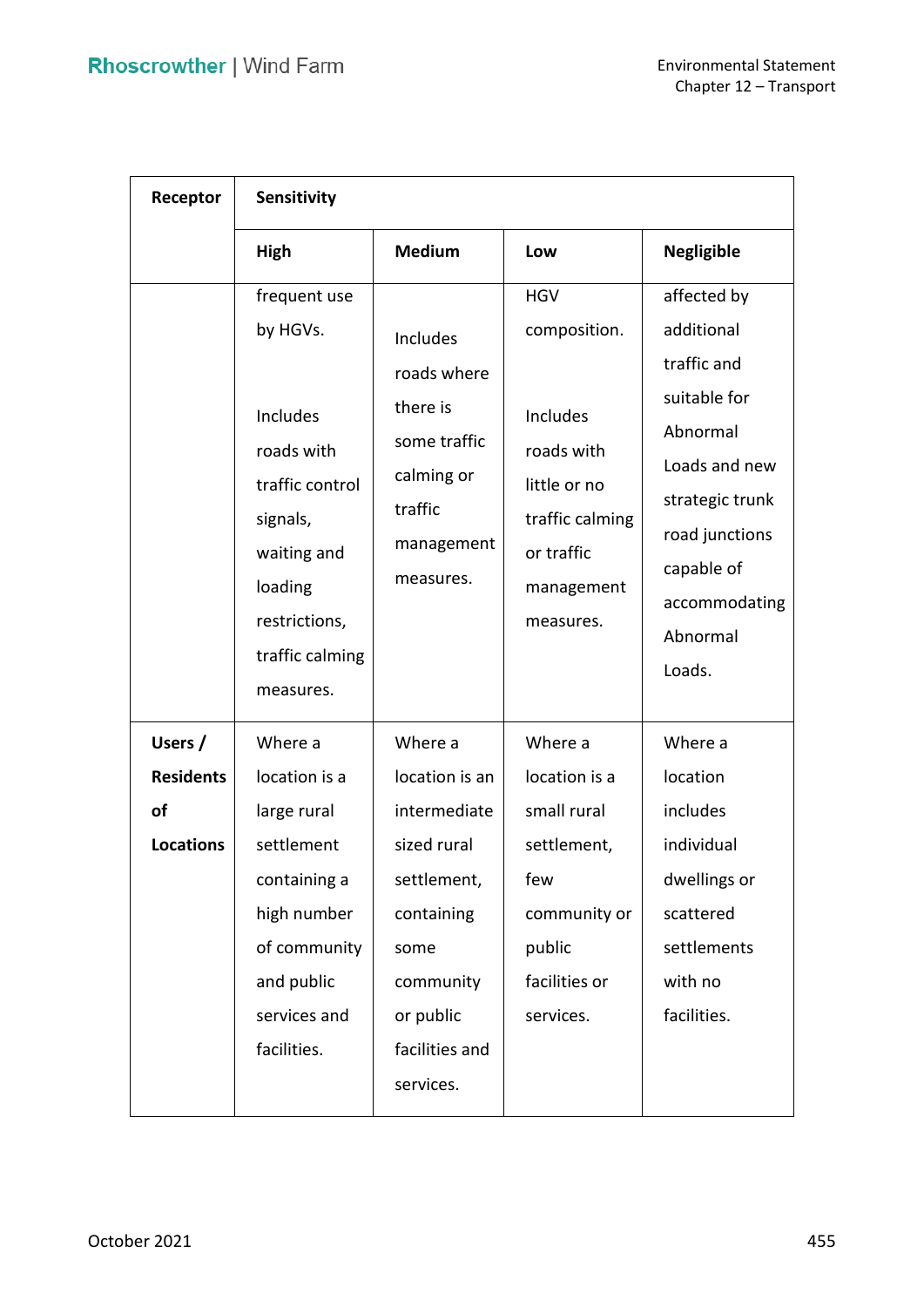| Receptor | Sensitivity | | | |
|---|---|---|---|---|
| | **High** | **Medium** | **Low** | **Negligible** |
| | frequent use by HGVs.<br><br>Includes roads with traffic control signals, waiting and loading restrictions, traffic calming measures. | Includes roads where there is some traffic calming or traffic management measures. | HGV composition.<br><br>Includes roads with little or no traffic calming or traffic management measures. | affected by additional traffic and suitable for Abnormal Loads and new strategic trunk road junctions capable of accommodating Abnormal Loads. |
| **Users / Residents of Locations** | Where a location is a large rural settlement containing a high number of community and public services and facilities. | Where a location is an intermediate sized rural settlement, containing some community or public facilities and services. | Where a location is a small rural settlement, few community or public facilities or services. | Where a location includes individual dwellings or scattered settlements with no facilities. |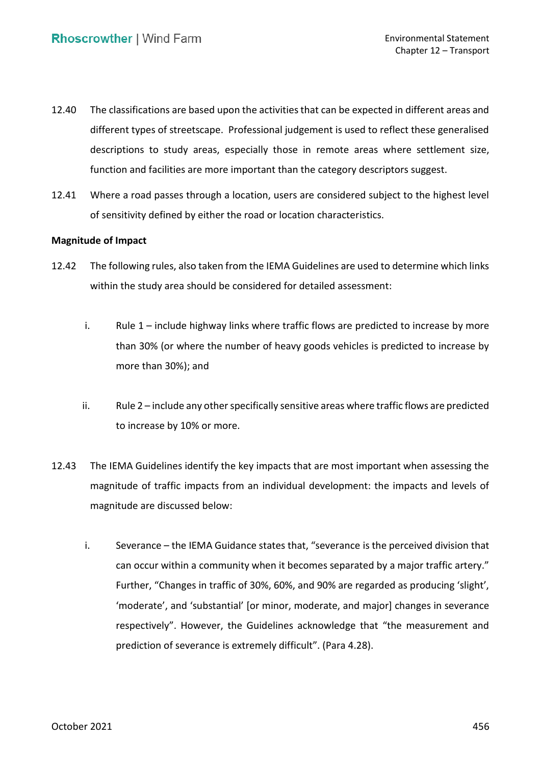12.40 The classifications are based upon the activities that can be expected in different areas and different types of streetscape. Professional judgement is used to reflect these generalised descriptions to study areas, especially those in remote areas where settlement size, function and facilities are more important than the category descriptors suggest.

12.41 Where a road passes through a location, users are considered subject to the highest level of sensitivity defined by either the road or location characteristics.

**Magnitude of Impact**

12.42 The following rules, also taken from the IEMA Guidelines are used to determine which links within the study area should be considered for detailed assessment:

i. Rule 1 – include highway links where traffic flows are predicted to increase by more than 30% (or where the number of heavy goods vehicles is predicted to increase by more than 30%); and

ii. Rule 2 – include any other specifically sensitive areas where traffic flows are predicted to increase by 10% or more.

12.43 The IEMA Guidelines identify the key impacts that are most important when assessing the magnitude of traffic impacts from an individual development: the impacts and levels of magnitude are discussed below:

i. Severance – the IEMA Guidance states that, "severance is the perceived division that can occur within a community when it becomes separated by a major traffic artery." Further, "Changes in traffic of 30%, 60%, and 90% are regarded as producing 'slight', 'moderate', and 'substantial' [or minor, moderate, and major] changes in severance respectively". However, the Guidelines acknowledge that "the measurement and prediction of severance is extremely difficult". (Para 4.28).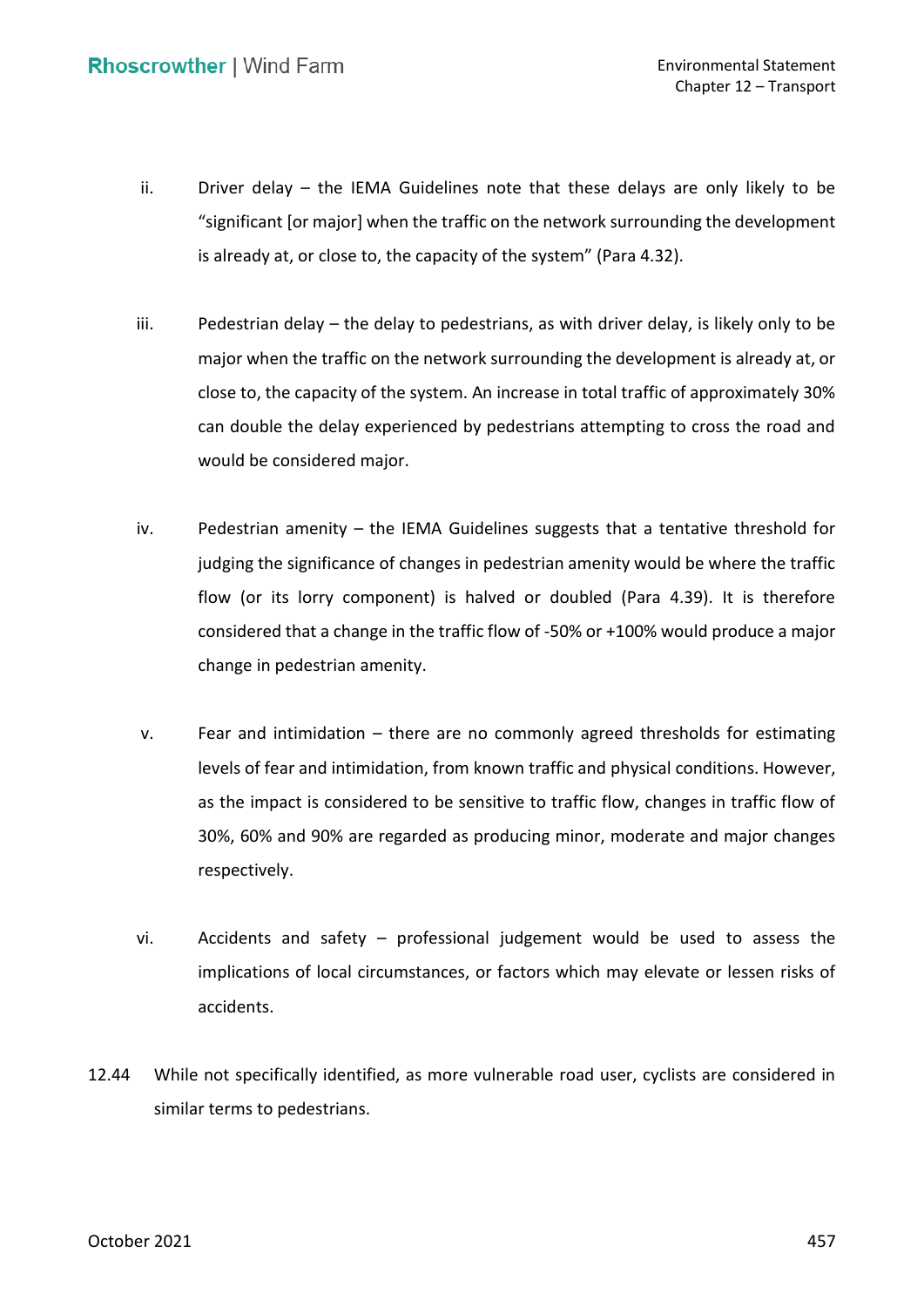ii. Driver delay – the IEMA Guidelines note that these delays are only likely to be "significant [or major] when the traffic on the network surrounding the development is already at, or close to, the capacity of the system" (Para 4.32).

iii. Pedestrian delay – the delay to pedestrians, as with driver delay, is likely only to be major when the traffic on the network surrounding the development is already at, or close to, the capacity of the system. An increase in total traffic of approximately 30% can double the delay experienced by pedestrians attempting to cross the road and would be considered major.

iv. Pedestrian amenity – the IEMA Guidelines suggests that a tentative threshold for judging the significance of changes in pedestrian amenity would be where the traffic flow (or its lorry component) is halved or doubled (Para 4.39). It is therefore considered that a change in the traffic flow of -50% or +100% would produce a major change in pedestrian amenity.

v. Fear and intimidation – there are no commonly agreed thresholds for estimating levels of fear and intimidation, from known traffic and physical conditions. However, as the impact is considered to be sensitive to traffic flow, changes in traffic flow of 30%, 60% and 90% are regarded as producing minor, moderate and major changes respectively.

vi. Accidents and safety – professional judgement would be used to assess the implications of local circumstances, or factors which may elevate or lessen risks of accidents.

12.44 While not specifically identified, as more vulnerable road user, cyclists are considered in similar terms to pedestrians.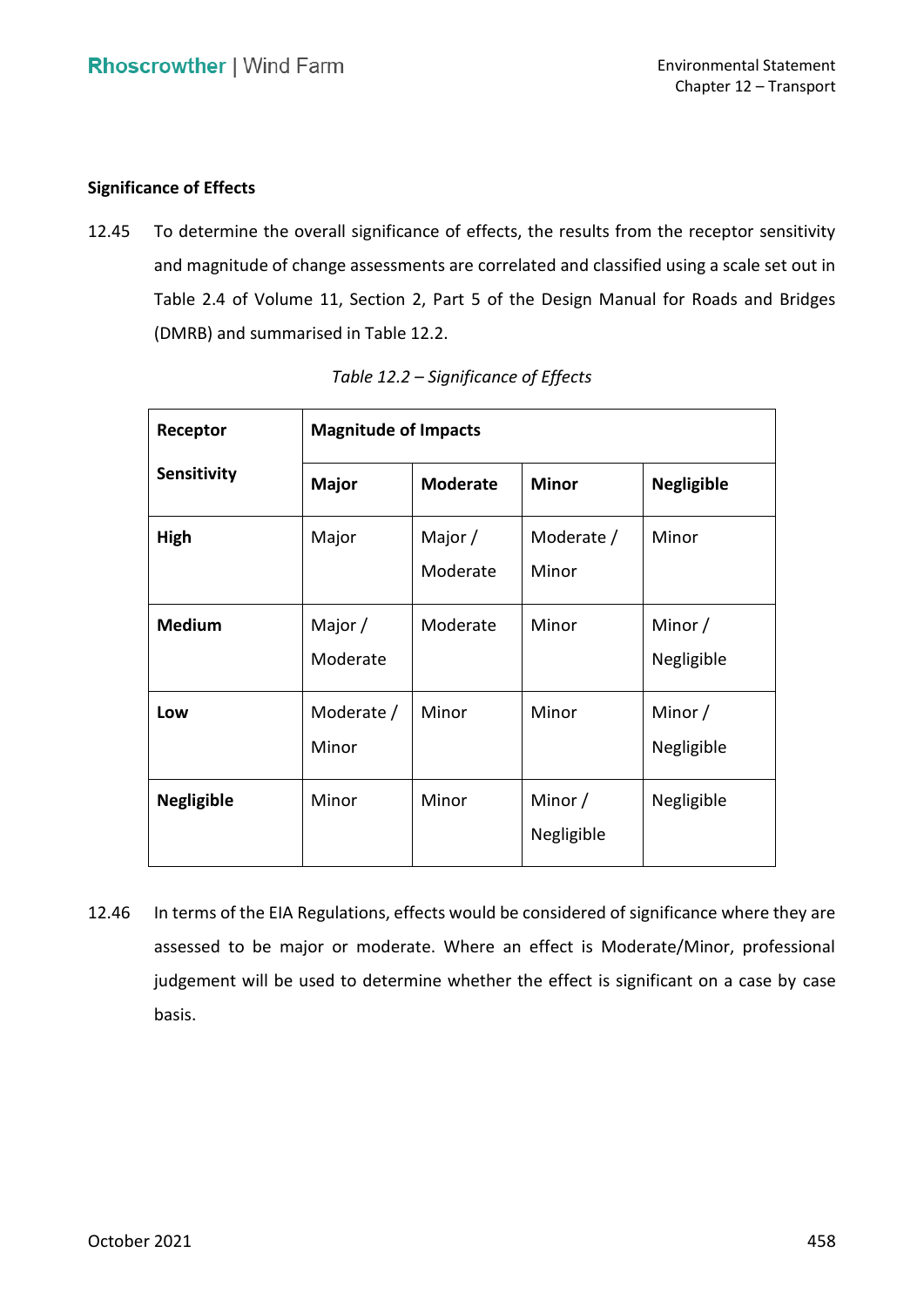### Significance of Effects

12.45 To determine the overall significance of effects, the results from the receptor sensitivity and magnitude of change assessments are correlated and classified using a scale set out in Table 2.4 of Volume 11, Section 2, Part 5 of the Design Manual for Roads and Bridges (DMRB) and summarised in Table 12.2.

*Table 12.2 – Significance of Effects*

| **Receptor Sensitivity** | **Magnitude of Impacts** | | | |
|---|---|---|---|---|
| | **Major** | **Moderate** | **Minor** | **Negligible** |
| **High** | Major | Major / Moderate | Moderate / Minor | Minor |
| **Medium** | Major / Moderate | Moderate | Minor | Minor / Negligible |
| **Low** | Moderate / Minor | Minor | Minor | Minor / Negligible |
| **Negligible** | Minor | Minor | Minor / Negligible | Negligible |

12.46 In terms of the EIA Regulations, effects would be considered of significance where they are assessed to be major or moderate. Where an effect is Moderate/Minor, professional judgement will be used to determine whether the effect is significant on a case by case basis.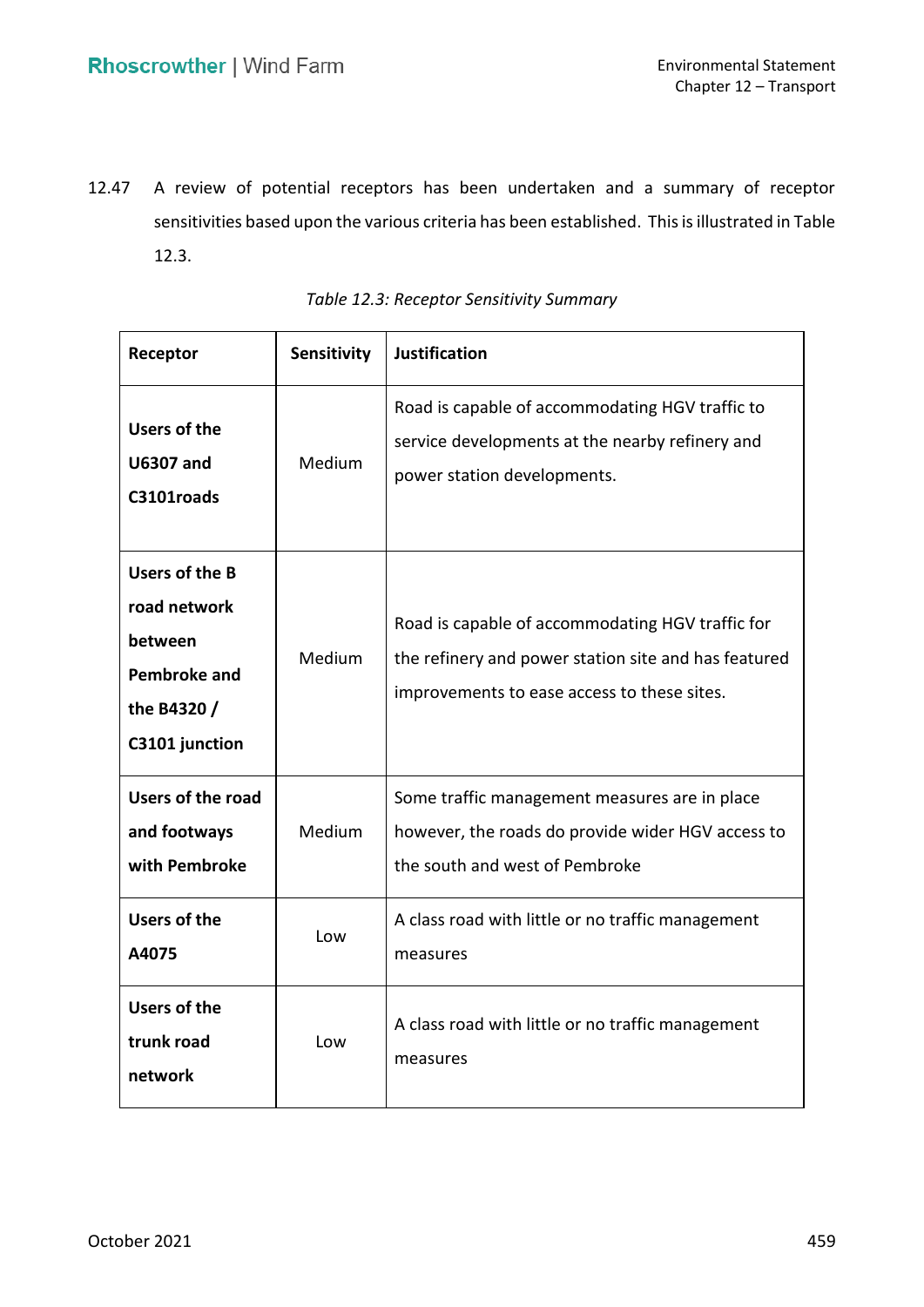12.47 A review of potential receptors has been undertaken and a summary of receptor sensitivities based upon the various criteria has been established. This is illustrated in Table 12.3.

*Table 12.3: Receptor Sensitivity Summary*

| Receptor | Sensitivity | Justification |
|---|---|---|
| **Users of the U6307 and C3101roads** | Medium | Road is capable of accommodating HGV traffic to service developments at the nearby refinery and power station developments. |
| **Users of the B road network between Pembroke and the B4320 / C3101 junction** | Medium | Road is capable of accommodating HGV traffic for the refinery and power station site and has featured improvements to ease access to these sites. |
| **Users of the road and footways with Pembroke** | Medium | Some traffic management measures are in place however, the roads do provide wider HGV access to the south and west of Pembroke |
| **Users of the A4075** | Low | A class road with little or no traffic management measures |
| **Users of the trunk road network** | Low | A class road with little or no traffic management measures |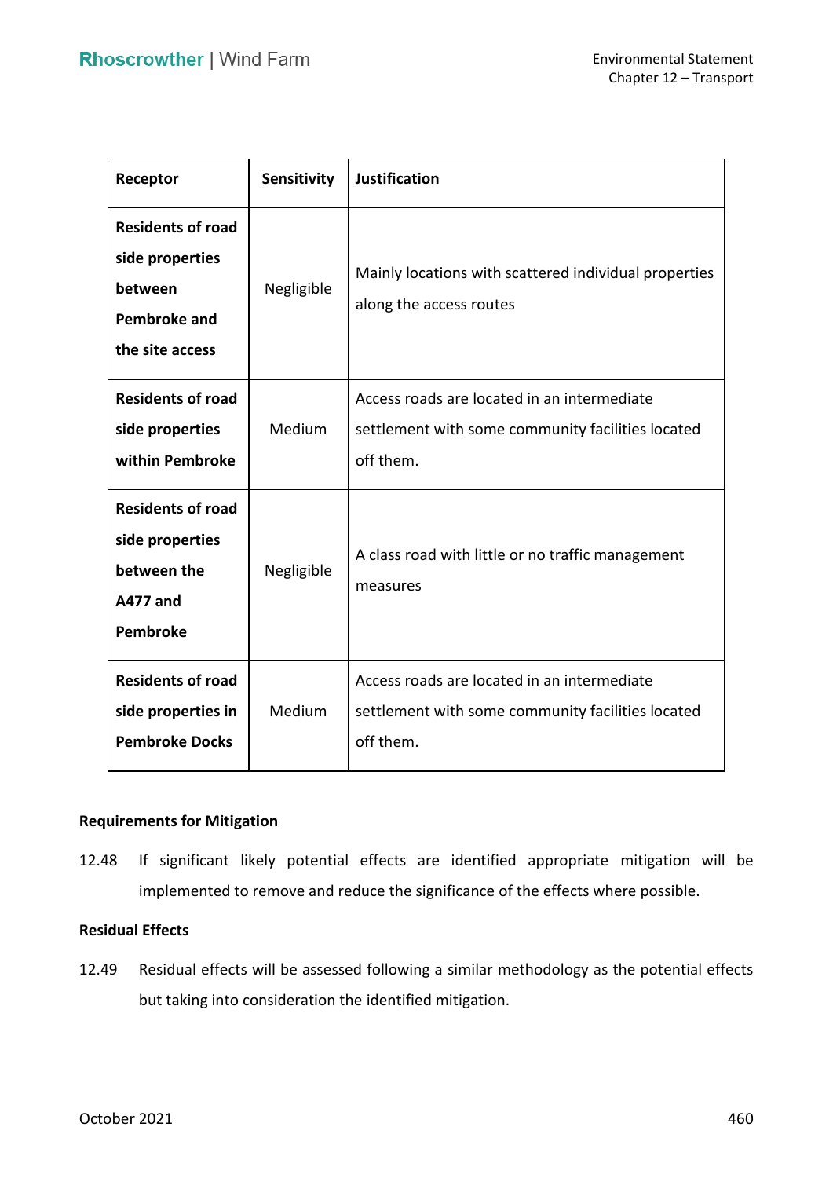| Receptor | Sensitivity | Justification |
|---|---|---|
| **Residents of road side properties between Pembroke and the site access** | Negligible | Mainly locations with scattered individual properties along the access routes |
| **Residents of road side properties within Pembroke** | Medium | Access roads are located in an intermediate settlement with some community facilities located off them. |
| **Residents of road side properties between the A477 and Pembroke** | Negligible | A class road with little or no traffic management measures |
| **Residents of road side properties in Pembroke Docks** | Medium | Access roads are located in an intermediate settlement with some community facilities located off them. |

**Requirements for Mitigation**

12.48 If significant likely potential effects are identified appropriate mitigation will be implemented to remove and reduce the significance of the effects where possible.

**Residual Effects**

12.49 Residual effects will be assessed following a similar methodology as the potential effects but taking into consideration the identified mitigation.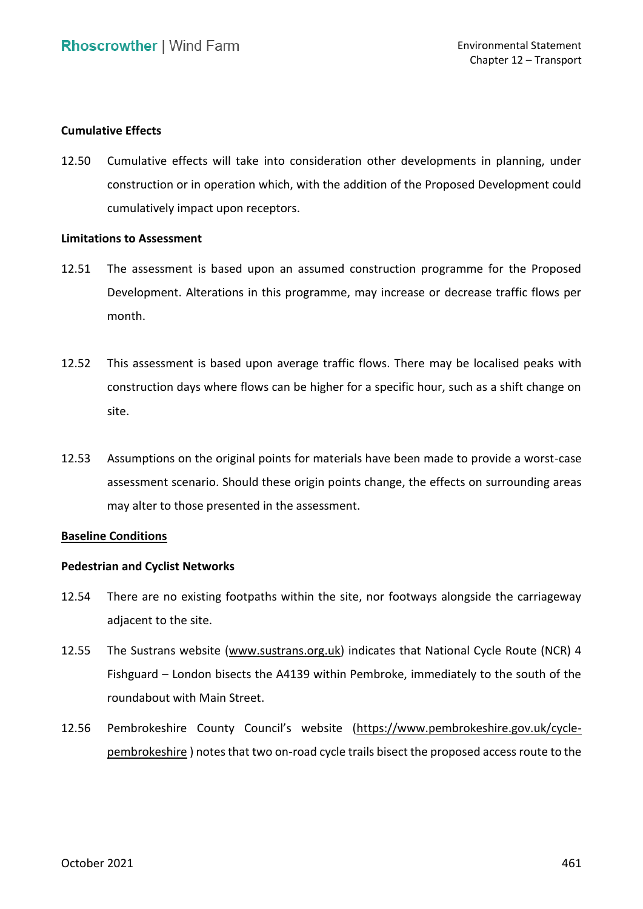**Cumulative Effects**

12.50 Cumulative effects will take into consideration other developments in planning, under construction or in operation which, with the addition of the Proposed Development could cumulatively impact upon receptors.

**Limitations to Assessment**

12.51 The assessment is based upon an assumed construction programme for the Proposed Development. Alterations in this programme, may increase or decrease traffic flows per month.

12.52 This assessment is based upon average traffic flows. There may be localised peaks with construction days where flows can be higher for a specific hour, such as a shift change on site.

12.53 Assumptions on the original points for materials have been made to provide a worst-case assessment scenario. Should these origin points change, the effects on surrounding areas may alter to those presented in the assessment.

**Baseline Conditions**

**Pedestrian and Cyclist Networks**

12.54 There are no existing footpaths within the site, nor footways alongside the carriageway adjacent to the site.

12.55 The Sustrans website (www.sustrans.org.uk) indicates that National Cycle Route (NCR) 4 Fishguard – London bisects the A4139 within Pembroke, immediately to the south of the roundabout with Main Street.

12.56 Pembrokeshire County Council's website (https://www.pembrokeshire.gov.uk/cycle-pembrokeshire ) notes that two on-road cycle trails bisect the proposed access route to the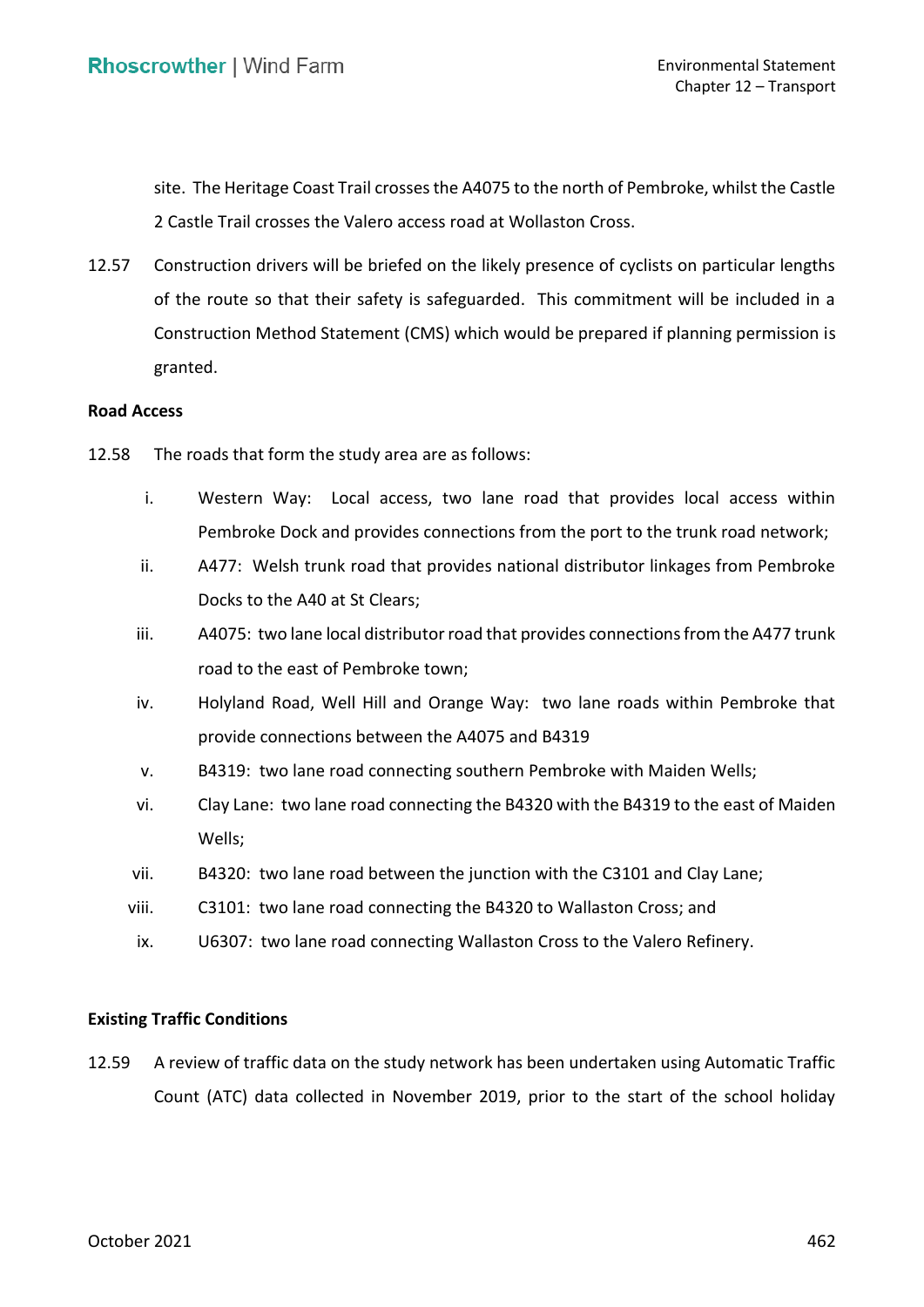site. The Heritage Coast Trail crosses the A4075 to the north of Pembroke, whilst the Castle 2 Castle Trail crosses the Valero access road at Wollaston Cross.

12.57 Construction drivers will be briefed on the likely presence of cyclists on particular lengths of the route so that their safety is safeguarded. This commitment will be included in a Construction Method Statement (CMS) which would be prepared if planning permission is granted.

**Road Access**

12.58 The roads that form the study area are as follows:

i. Western Way: Local access, two lane road that provides local access within Pembroke Dock and provides connections from the port to the trunk road network;

ii. A477: Welsh trunk road that provides national distributor linkages from Pembroke Docks to the A40 at St Clears;

iii. A4075: two lane local distributor road that provides connections from the A477 trunk road to the east of Pembroke town;

iv. Holyland Road, Well Hill and Orange Way: two lane roads within Pembroke that provide connections between the A4075 and B4319

v. B4319: two lane road connecting southern Pembroke with Maiden Wells;

vi. Clay Lane: two lane road connecting the B4320 with the B4319 to the east of Maiden Wells;

vii. B4320: two lane road between the junction with the C3101 and Clay Lane;

viii. C3101: two lane road connecting the B4320 to Wallaston Cross; and

ix. U6307: two lane road connecting Wallaston Cross to the Valero Refinery.

**Existing Traffic Conditions**

12.59 A review of traffic data on the study network has been undertaken using Automatic Traffic Count (ATC) data collected in November 2019, prior to the start of the school holiday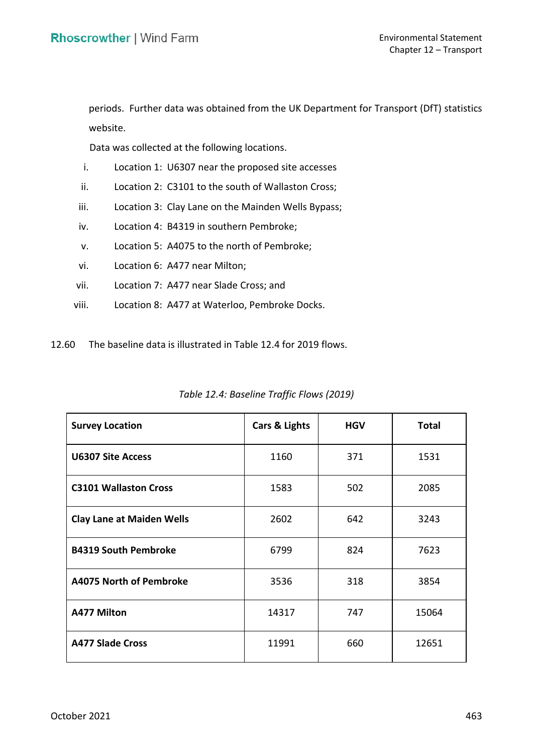periods. Further data was obtained from the UK Department for Transport (DfT) statistics website.

Data was collected at the following locations.

i. Location 1: U6307 near the proposed site accesses
ii. Location 2: C3101 to the south of Wallaston Cross;
iii. Location 3: Clay Lane on the Mainden Wells Bypass;
iv. Location 4: B4319 in southern Pembroke;
v. Location 5: A4075 to the north of Pembroke;
vi. Location 6: A477 near Milton;
vii. Location 7: A477 near Slade Cross; and
viii. Location 8: A477 at Waterloo, Pembroke Docks.

12.60 The baseline data is illustrated in Table 12.4 for 2019 flows.

*Table 12.4: Baseline Traffic Flows (2019)*

| Survey Location | Cars & Lights | HGV | Total |
|---|---|---|---|
| **U6307 Site Access** | 1160 | 371 | 1531 |
| **C3101 Wallaston Cross** | 1583 | 502 | 2085 |
| **Clay Lane at Maiden Wells** | 2602 | 642 | 3243 |
| **B4319 South Pembroke** | 6799 | 824 | 7623 |
| **A4075 North of Pembroke** | 3536 | 318 | 3854 |
| **A477 Milton** | 14317 | 747 | 15064 |
| **A477 Slade Cross** | 11991 | 660 | 12651 |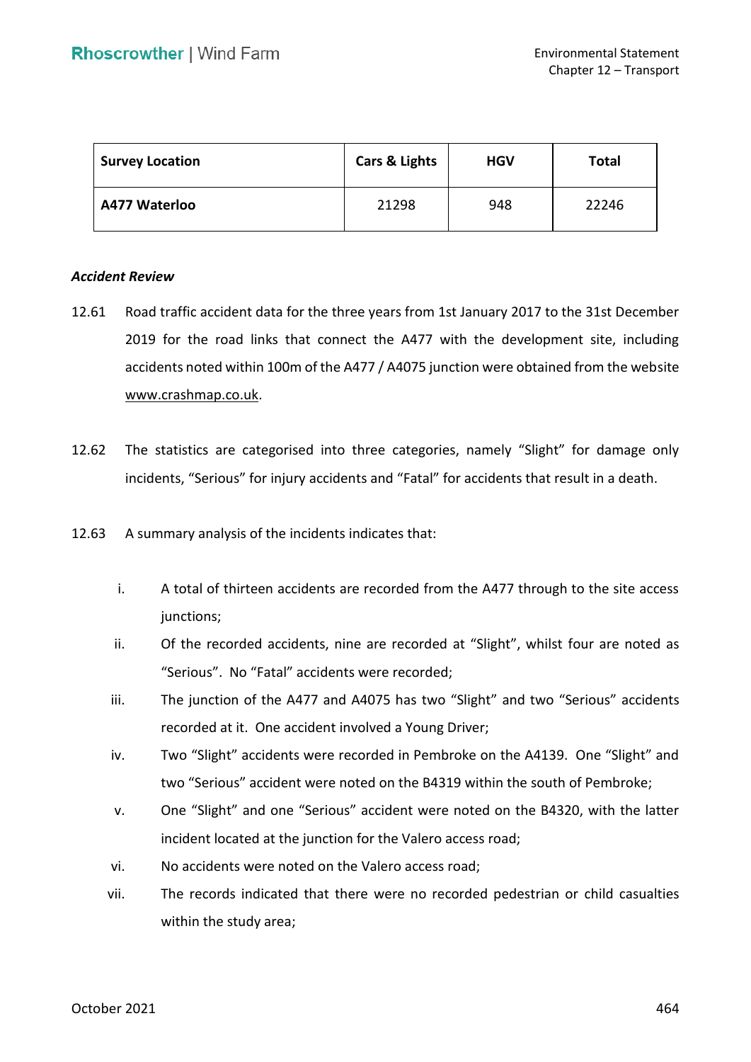| Survey Location | Cars & Lights | HGV | Total |
| --- | --- | --- | --- |
| **A477 Waterloo** | 21298 | 948 | 22246 |

***Accident Review***

12.61 Road traffic accident data for the three years from 1st January 2017 to the 31st December 2019 for the road links that connect the A477 with the development site, including accidents noted within 100m of the A477 / A4075 junction were obtained from the website www.crashmap.co.uk.

12.62 The statistics are categorised into three categories, namely "Slight" for damage only incidents, "Serious" for injury accidents and "Fatal" for accidents that result in a death.

12.63 A summary analysis of the incidents indicates that:

i. A total of thirteen accidents are recorded from the A477 through to the site access junctions;

ii. Of the recorded accidents, nine are recorded at "Slight", whilst four are noted as "Serious". No "Fatal" accidents were recorded;

iii. The junction of the A477 and A4075 has two "Slight" and two "Serious" accidents recorded at it. One accident involved a Young Driver;

iv. Two "Slight" accidents were recorded in Pembroke on the A4139. One "Slight" and two "Serious" accident were noted on the B4319 within the south of Pembroke;

v. One "Slight" and one "Serious" accident were noted on the B4320, with the latter incident located at the junction for the Valero access road;

vi. No accidents were noted on the Valero access road;

vii. The records indicated that there were no recorded pedestrian or child casualties within the study area;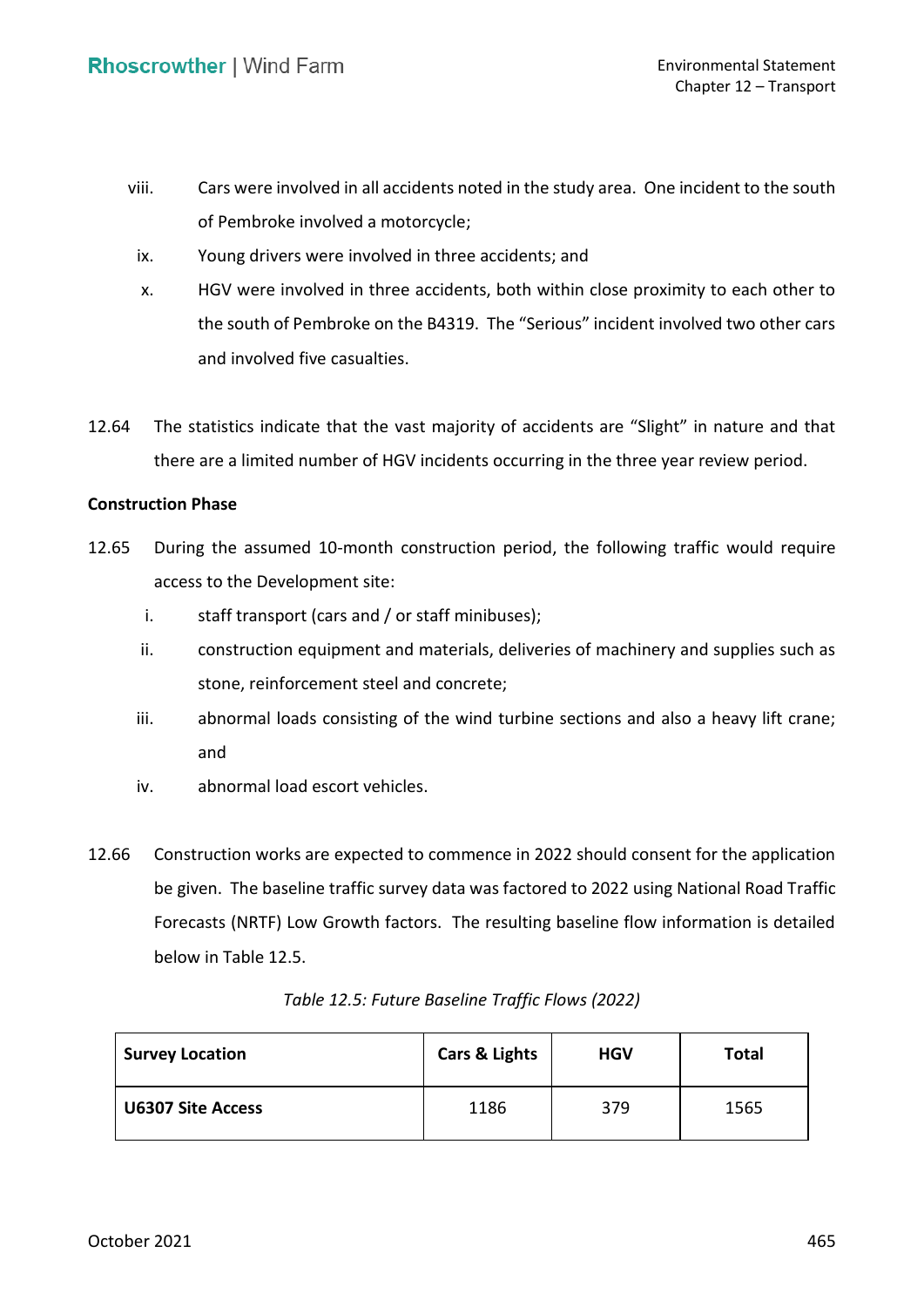viii. Cars were involved in all accidents noted in the study area. One incident to the south of Pembroke involved a motorcycle;

ix. Young drivers were involved in three accidents; and

x. HGV were involved in three accidents, both within close proximity to each other to the south of Pembroke on the B4319. The "Serious" incident involved two other cars and involved five casualties.

12.64 The statistics indicate that the vast majority of accidents are "Slight" in nature and that there are a limited number of HGV incidents occurring in the three year review period.

**Construction Phase**

12.65 During the assumed 10-month construction period, the following traffic would require access to the Development site:

i. staff transport (cars and / or staff minibuses);

ii. construction equipment and materials, deliveries of machinery and supplies such as stone, reinforcement steel and concrete;

iii. abnormal loads consisting of the wind turbine sections and also a heavy lift crane; and

iv. abnormal load escort vehicles.

12.66 Construction works are expected to commence in 2022 should consent for the application be given. The baseline traffic survey data was factored to 2022 using National Road Traffic Forecasts (NRTF) Low Growth factors. The resulting baseline flow information is detailed below in Table 12.5.

*Table 12.5: Future Baseline Traffic Flows (2022)*

| Survey Location | Cars & Lights | HGV | Total |
|---|---|---|---|
| **U6307 Site Access** | 1186 | 379 | 1565 |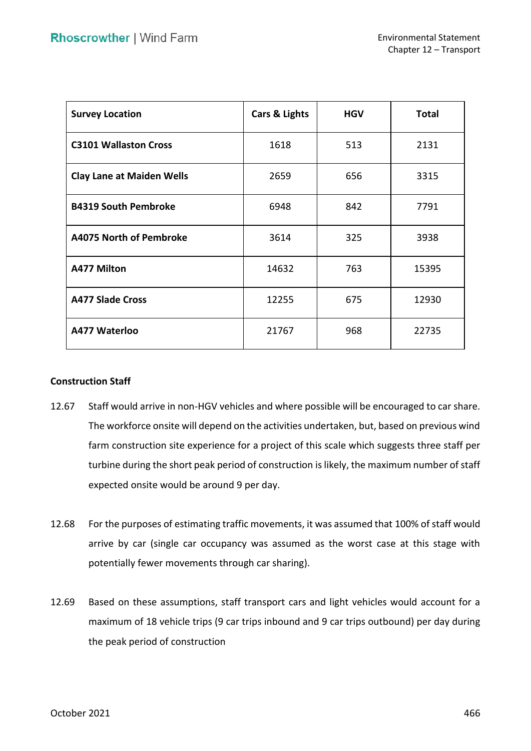| Survey Location | Cars & Lights | HGV | Total |
|---|---|---|---|
| **C3101 Wallaston Cross** | 1618 | 513 | 2131 |
| **Clay Lane at Maiden Wells** | 2659 | 656 | 3315 |
| **B4319 South Pembroke** | 6948 | 842 | 7791 |
| **A4075 North of Pembroke** | 3614 | 325 | 3938 |
| **A477 Milton** | 14632 | 763 | 15395 |
| **A477 Slade Cross** | 12255 | 675 | 12930 |
| **A477 Waterloo** | 21767 | 968 | 22735 |

**Construction Staff**

12.67 Staff would arrive in non-HGV vehicles and where possible will be encouraged to car share. The workforce onsite will depend on the activities undertaken, but, based on previous wind farm construction site experience for a project of this scale which suggests three staff per turbine during the short peak period of construction is likely, the maximum number of staff expected onsite would be around 9 per day.

12.68 For the purposes of estimating traffic movements, it was assumed that 100% of staff would arrive by car (single car occupancy was assumed as the worst case at this stage with potentially fewer movements through car sharing).

12.69 Based on these assumptions, staff transport cars and light vehicles would account for a maximum of 18 vehicle trips (9 car trips inbound and 9 car trips outbound) per day during the peak period of construction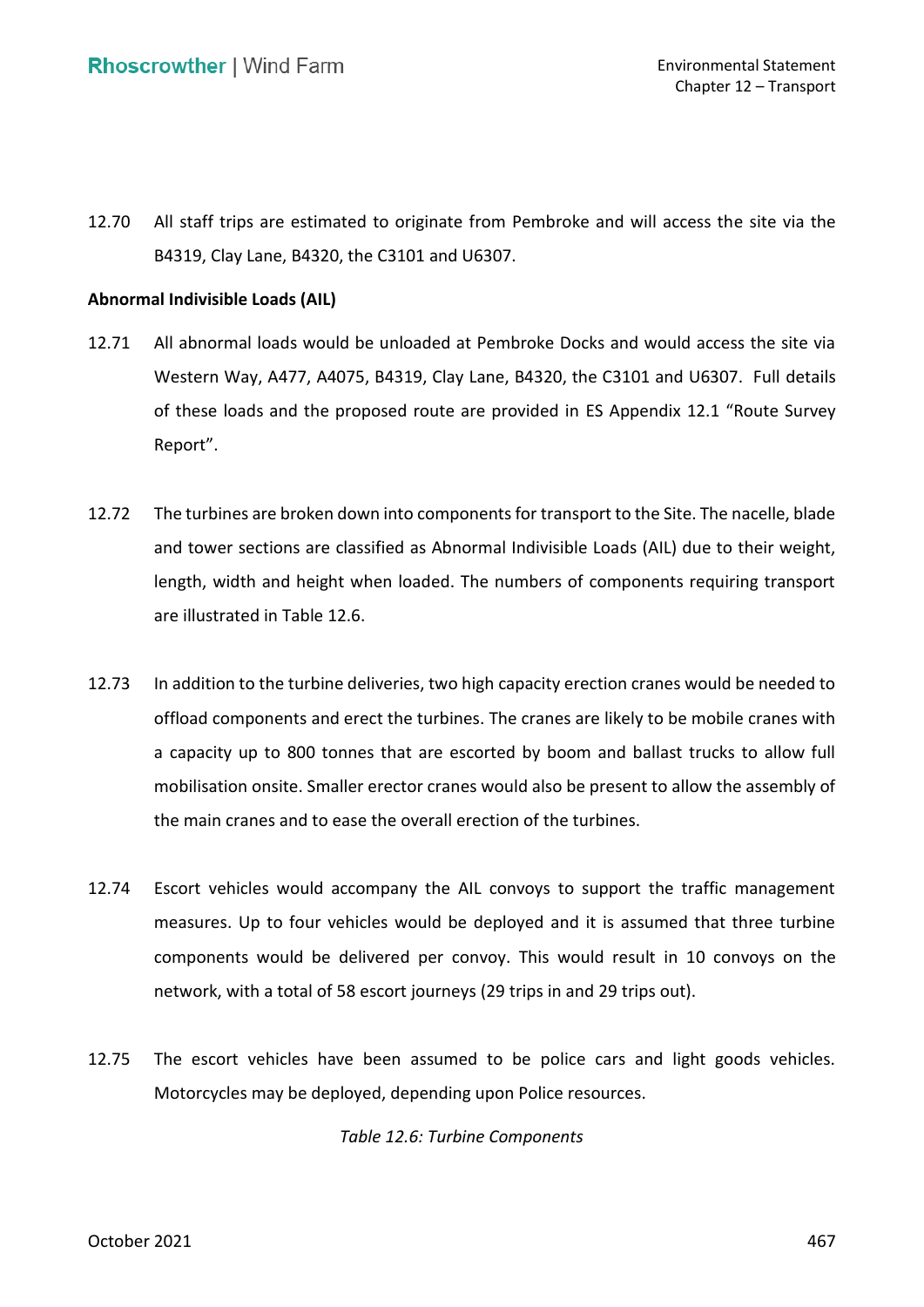12.70 All staff trips are estimated to originate from Pembroke and will access the site via the B4319, Clay Lane, B4320, the C3101 and U6307.

**Abnormal Indivisible Loads (AIL)**

12.71 All abnormal loads would be unloaded at Pembroke Docks and would access the site via Western Way, A477, A4075, B4319, Clay Lane, B4320, the C3101 and U6307. Full details of these loads and the proposed route are provided in ES Appendix 12.1 "Route Survey Report".

12.72 The turbines are broken down into components for transport to the Site. The nacelle, blade and tower sections are classified as Abnormal Indivisible Loads (AIL) due to their weight, length, width and height when loaded. The numbers of components requiring transport are illustrated in Table 12.6.

12.73 In addition to the turbine deliveries, two high capacity erection cranes would be needed to offload components and erect the turbines. The cranes are likely to be mobile cranes with a capacity up to 800 tonnes that are escorted by boom and ballast trucks to allow full mobilisation onsite. Smaller erector cranes would also be present to allow the assembly of the main cranes and to ease the overall erection of the turbines.

12.74 Escort vehicles would accompany the AIL convoys to support the traffic management measures. Up to four vehicles would be deployed and it is assumed that three turbine components would be delivered per convoy. This would result in 10 convoys on the network, with a total of 58 escort journeys (29 trips in and 29 trips out).

12.75 The escort vehicles have been assumed to be police cars and light goods vehicles. Motorcycles may be deployed, depending upon Police resources.

*Table 12.6: Turbine Components*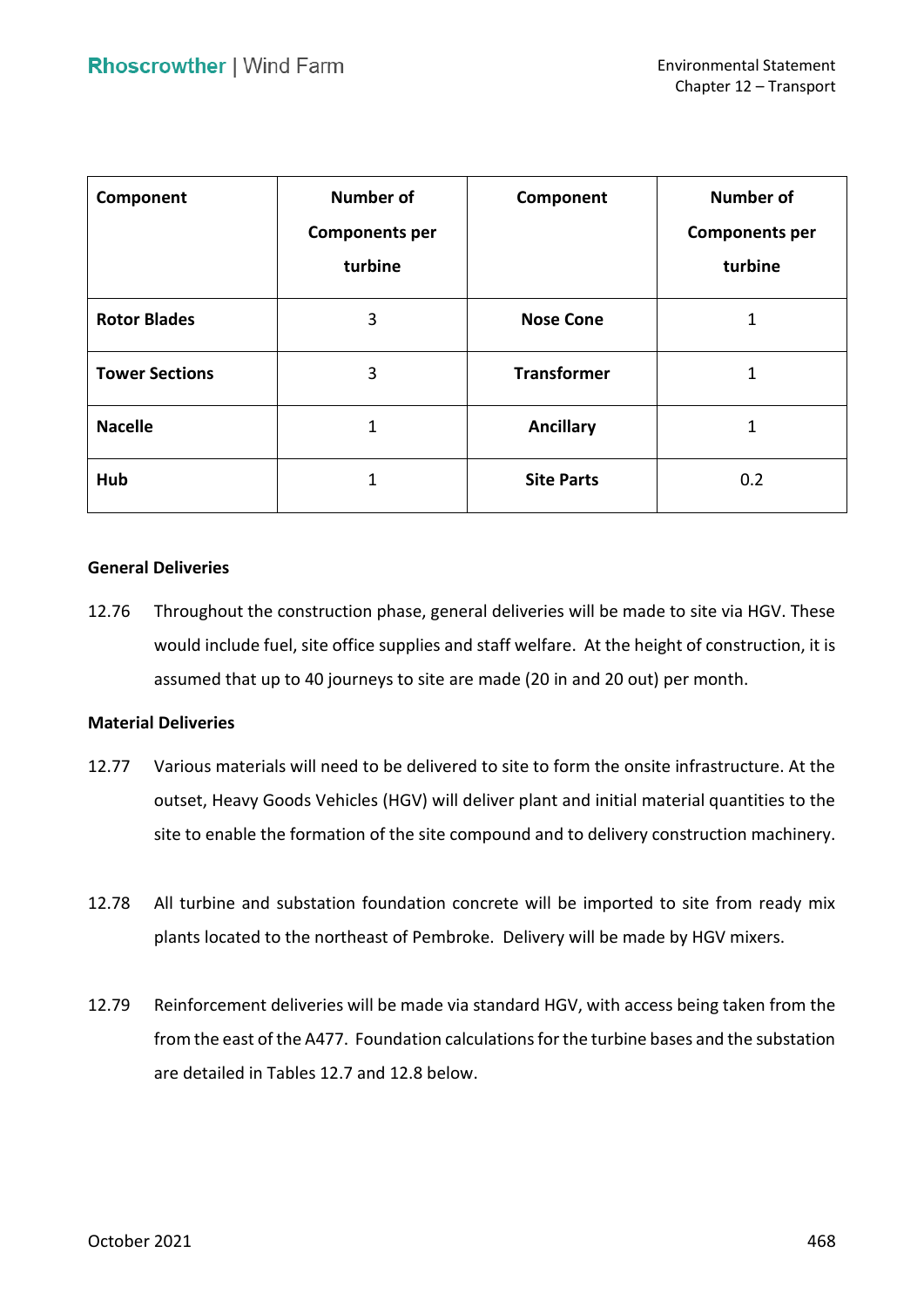| Component | Number of Components per turbine | Component | Number of Components per turbine |
|---|---|---|---|
| **Rotor Blades** | 3 | **Nose Cone** | 1 |
| **Tower Sections** | 3 | **Transformer** | 1 |
| **Nacelle** | 1 | **Ancillary** | 1 |
| **Hub** | 1 | **Site Parts** | 0.2 |

**General Deliveries**

12.76 Throughout the construction phase, general deliveries will be made to site via HGV. These would include fuel, site office supplies and staff welfare. At the height of construction, it is assumed that up to 40 journeys to site are made (20 in and 20 out) per month.

**Material Deliveries**

12.77 Various materials will need to be delivered to site to form the onsite infrastructure. At the outset, Heavy Goods Vehicles (HGV) will deliver plant and initial material quantities to the site to enable the formation of the site compound and to delivery construction machinery.

12.78 All turbine and substation foundation concrete will be imported to site from ready mix plants located to the northeast of Pembroke. Delivery will be made by HGV mixers.

12.79 Reinforcement deliveries will be made via standard HGV, with access being taken from the from the east of the A477. Foundation calculations for the turbine bases and the substation are detailed in Tables 12.7 and 12.8 below.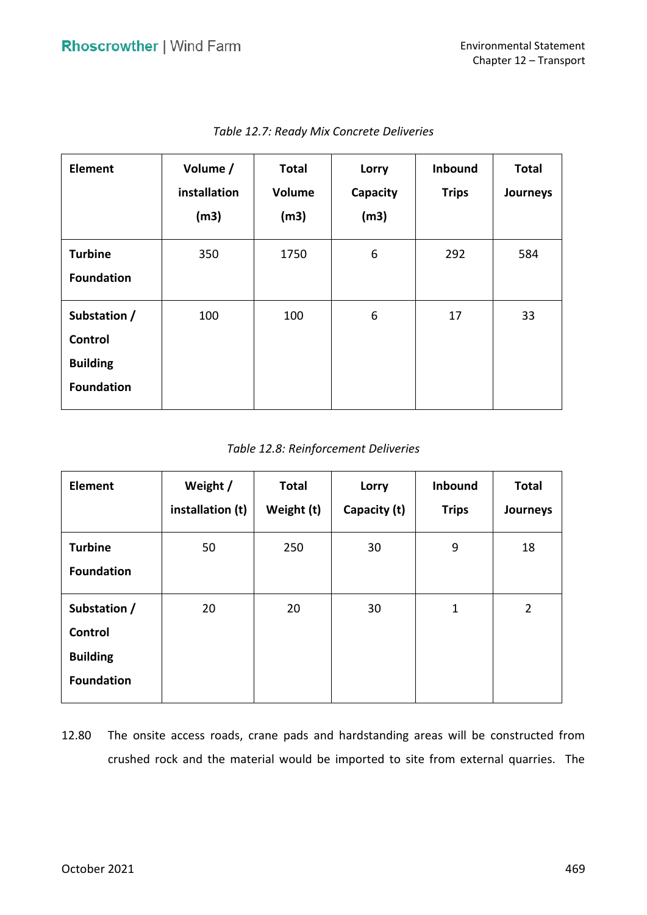*Table 12.7: Ready Mix Concrete Deliveries*

| Element | Volume / installation (m3) | Total Volume (m3) | Lorry Capacity (m3) | Inbound Trips | Total Journeys |
|---|---|---|---|---|---|
| **Turbine Foundation** | 350 | 1750 | 6 | 292 | 584 |
| **Substation / Control Building Foundation** | 100 | 100 | 6 | 17 | 33 |

*Table 12.8: Reinforcement Deliveries*

| Element | Weight / installation (t) | Total Weight (t) | Lorry Capacity (t) | Inbound Trips | Total Journeys |
|---|---|---|---|---|---|
| **Turbine Foundation** | 50 | 250 | 30 | 9 | 18 |
| **Substation / Control Building Foundation** | 20 | 20 | 30 | 1 | 2 |

12.80 The onsite access roads, crane pads and hardstanding areas will be constructed from crushed rock and the material would be imported to site from external quarries. The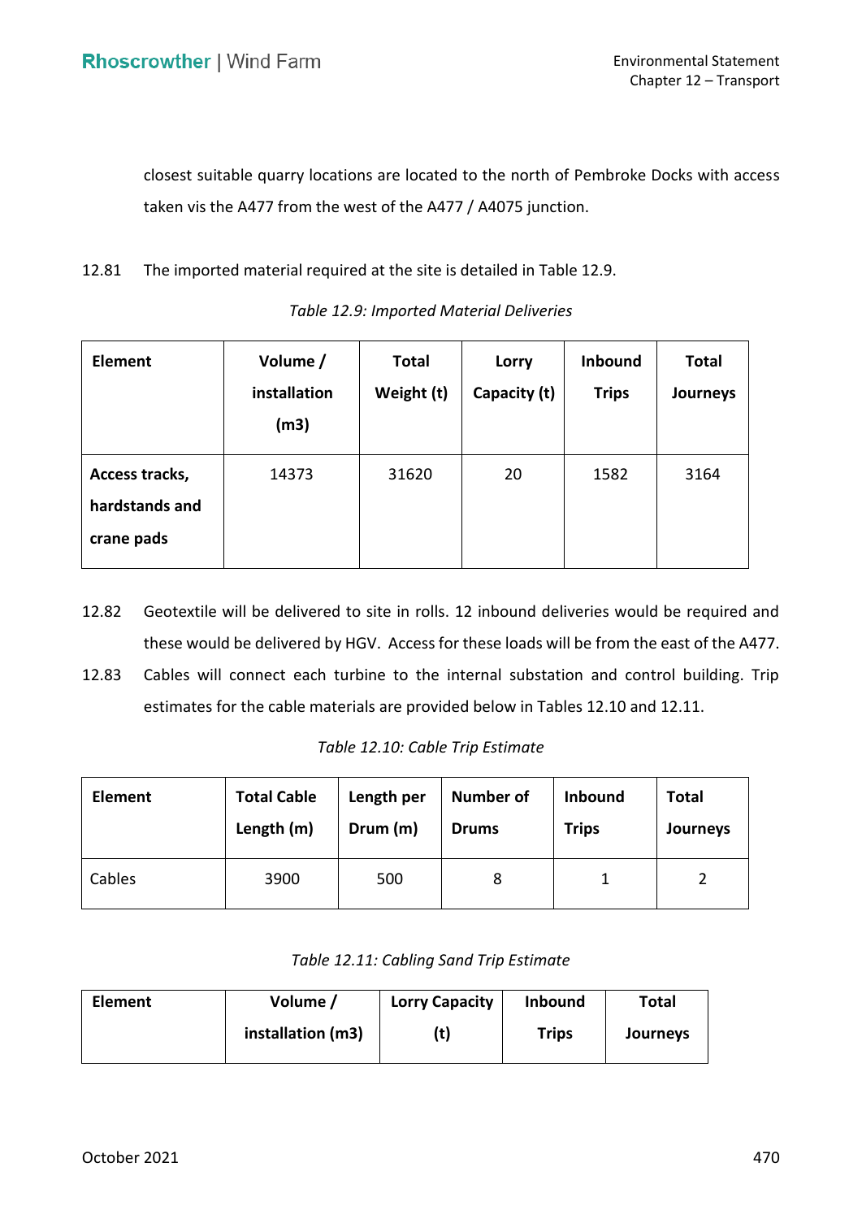closest suitable quarry locations are located to the north of Pembroke Docks with access taken vis the A477 from the west of the A477 / A4075 junction.

12.81 The imported material required at the site is detailed in Table 12.9.

*Table 12.9: Imported Material Deliveries*

| Element | Volume / installation (m3) | Total Weight (t) | Lorry Capacity (t) | Inbound Trips | Total Journeys |
|---|---|---|---|---|---|
| **Access tracks, hardstands and crane pads** | 14373 | 31620 | 20 | 1582 | 3164 |

12.82 Geotextile will be delivered to site in rolls. 12 inbound deliveries would be required and these would be delivered by HGV. Access for these loads will be from the east of the A477.

12.83 Cables will connect each turbine to the internal substation and control building. Trip estimates for the cable materials are provided below in Tables 12.10 and 12.11.

*Table 12.10: Cable Trip Estimate*

| Element | Total Cable Length (m) | Length per Drum (m) | Number of Drums | Inbound Trips | Total Journeys |
|---|---|---|---|---|---|
| Cables | 3900 | 500 | 8 | 1 | 2 |

*Table 12.11: Cabling Sand Trip Estimate*

| Element | Volume / installation (m3) | Lorry Capacity (t) | Inbound Trips | Total Journeys |
|---|---|---|---|---|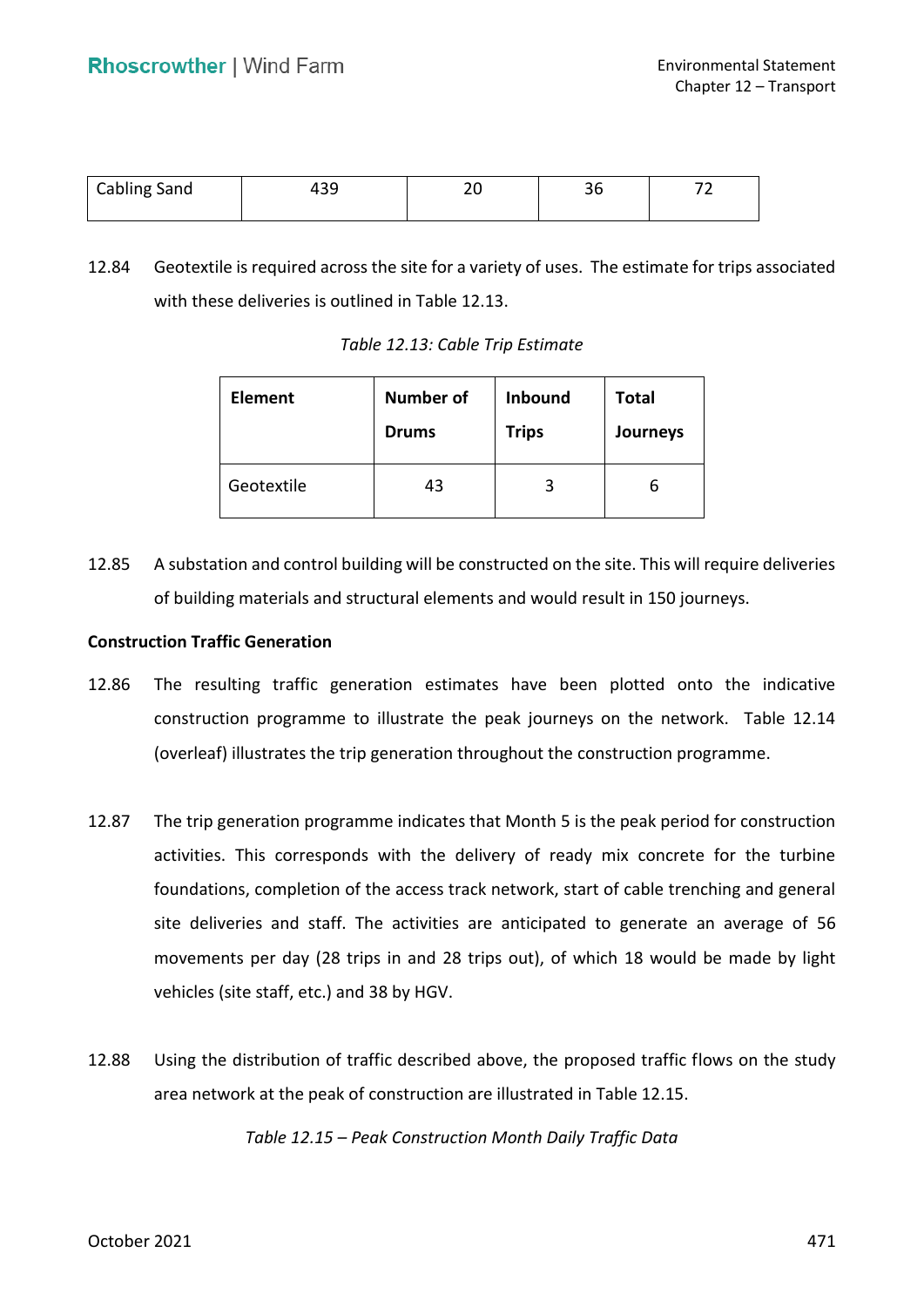| Cabling Sand | 439 | 20 | 36 | 72 |
|---|---|---|---|---|

12.84 Geotextile is required across the site for a variety of uses. The estimate for trips associated with these deliveries is outlined in Table 12.13.

*Table 12.13: Cable Trip Estimate*

| Element | Number of Drums | Inbound Trips | Total Journeys |
|---|---|---|---|
| Geotextile | 43 | 3 | 6 |

12.85 A substation and control building will be constructed on the site. This will require deliveries of building materials and structural elements and would result in 150 journeys.

**Construction Traffic Generation**

12.86 The resulting traffic generation estimates have been plotted onto the indicative construction programme to illustrate the peak journeys on the network. Table 12.14 (overleaf) illustrates the trip generation throughout the construction programme.

12.87 The trip generation programme indicates that Month 5 is the peak period for construction activities. This corresponds with the delivery of ready mix concrete for the turbine foundations, completion of the access track network, start of cable trenching and general site deliveries and staff. The activities are anticipated to generate an average of 56 movements per day (28 trips in and 28 trips out), of which 18 would be made by light vehicles (site staff, etc.) and 38 by HGV.

12.88 Using the distribution of traffic described above, the proposed traffic flows on the study area network at the peak of construction are illustrated in Table 12.15.

*Table 12.15 – Peak Construction Month Daily Traffic Data*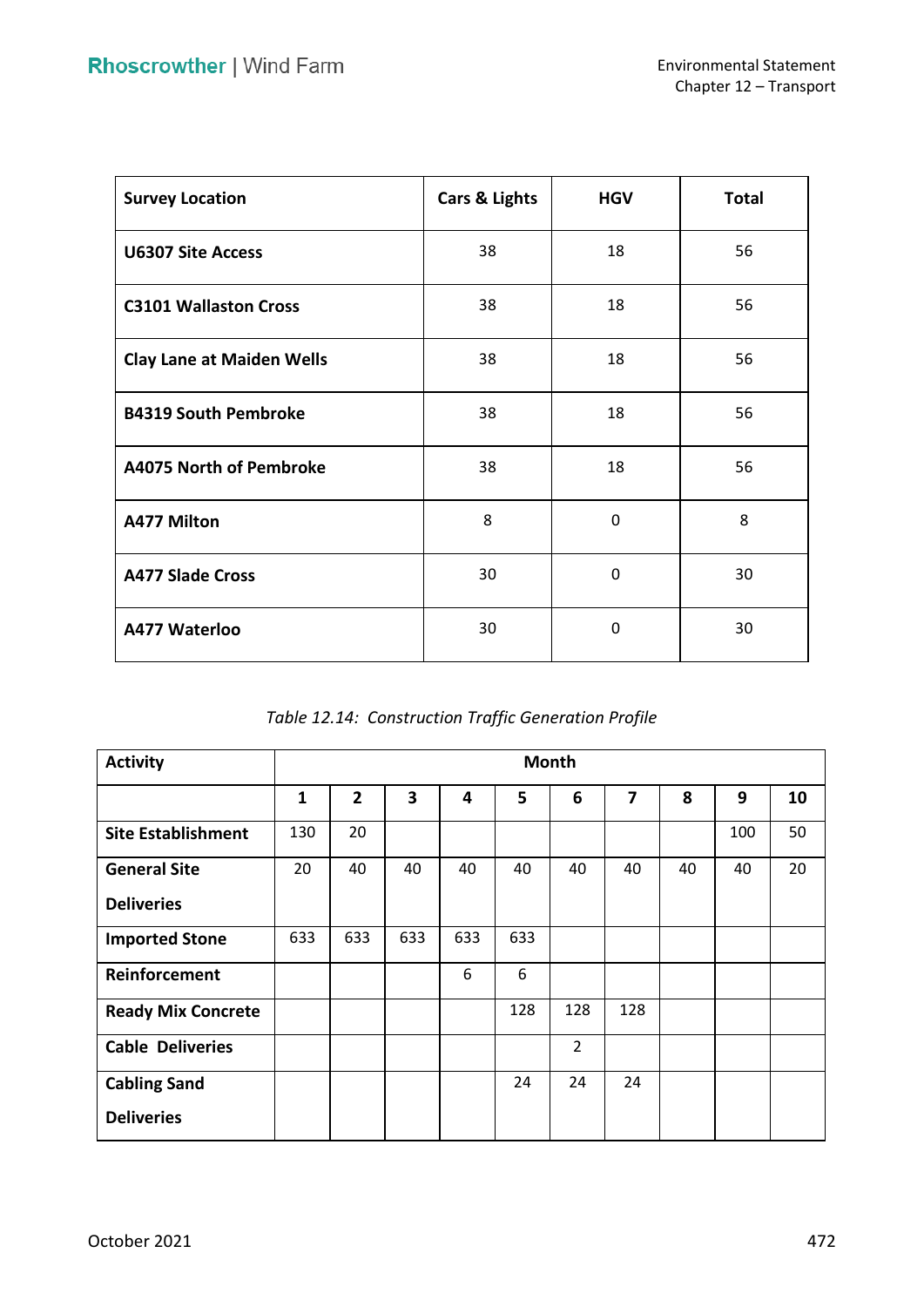| Survey Location | Cars & Lights | HGV | Total |
|---|---|---|---|
| **U6307 Site Access** | 38 | 18 | 56 |
| **C3101 Wallaston Cross** | 38 | 18 | 56 |
| **Clay Lane at Maiden Wells** | 38 | 18 | 56 |
| **B4319 South Pembroke** | 38 | 18 | 56 |
| **A4075 North of Pembroke** | 38 | 18 | 56 |
| **A477 Milton** | 8 | 0 | 8 |
| **A477 Slade Cross** | 30 | 0 | 30 |
| **A477 Waterloo** | 30 | 0 | 30 |

*Table 12.14: Construction Traffic Generation Profile*

| Activity | Month | | | | | | | | | |
|---|---|---|---|---|---|---|---|---|---|---|
| | **1** | **2** | **3** | **4** | **5** | **6** | **7** | **8** | **9** | **10** |
| **Site Establishment** | 130 | 20 | | | | | | | 100 | 50 |
| **General Site Deliveries** | 20 | 40 | 40 | 40 | 40 | 40 | 40 | 40 | 40 | 20 |
| **Imported Stone** | 633 | 633 | 633 | 633 | 633 | | | | | |
| **Reinforcement** | | | | 6 | 6 | | | | | |
| **Ready Mix Concrete** | | | | | 128 | 128 | 128 | | | |
| **Cable Deliveries** | | | | | | 2 | | | | |
| **Cabling Sand Deliveries** | | | | | 24 | 24 | 24 | | | |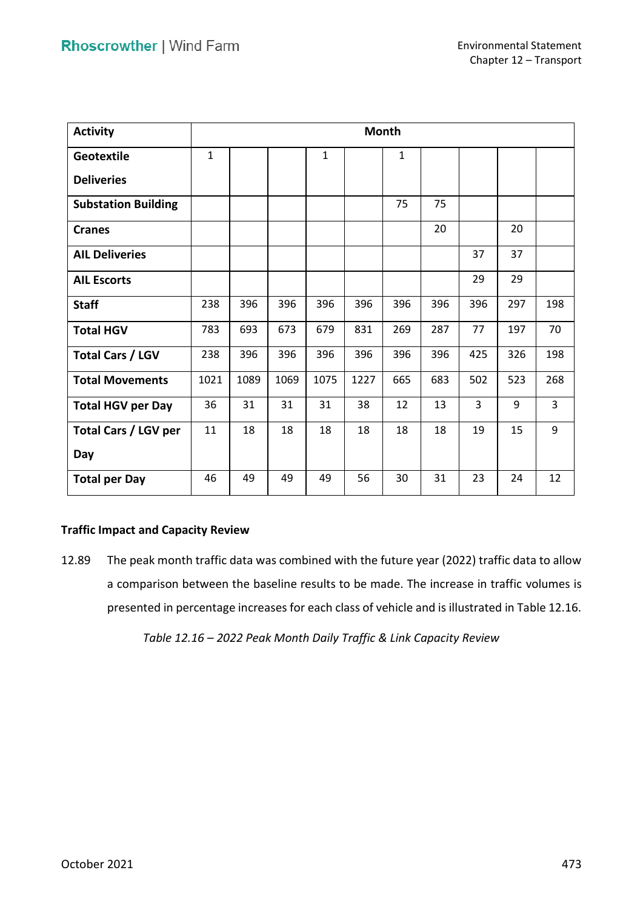| Activity | Month | | | | | | | | | |
|---|---|---|---|---|---|---|---|---|---|---|
| Geotextile Deliveries | 1 | | | 1 | | 1 | | | | |
| Substation Building | | | | | | 75 | 75 | | | |
| Cranes | | | | | | | 20 | | 20 | |
| AIL Deliveries | | | | | | | | 37 | 37 | |
| AIL Escorts | | | | | | | | 29 | 29 | |
| Staff | 238 | 396 | 396 | 396 | 396 | 396 | 396 | 396 | 297 | 198 |
| Total HGV | 783 | 693 | 673 | 679 | 831 | 269 | 287 | 77 | 197 | 70 |
| Total Cars / LGV | 238 | 396 | 396 | 396 | 396 | 396 | 396 | 425 | 326 | 198 |
| Total Movements | 1021 | 1089 | 1069 | 1075 | 1227 | 665 | 683 | 502 | 523 | 268 |
| Total HGV per Day | 36 | 31 | 31 | 31 | 38 | 12 | 13 | 3 | 9 | 3 |
| Total Cars / LGV per Day | 11 | 18 | 18 | 18 | 18 | 18 | 18 | 19 | 15 | 9 |
| Total per Day | 46 | 49 | 49 | 49 | 56 | 30 | 31 | 23 | 24 | 12 |

**Traffic Impact and Capacity Review**

12.89 The peak month traffic data was combined with the future year (2022) traffic data to allow a comparison between the baseline results to be made. The increase in traffic volumes is presented in percentage increases for each class of vehicle and is illustrated in Table 12.16.

*Table 12.16 – 2022 Peak Month Daily Traffic & Link Capacity Review*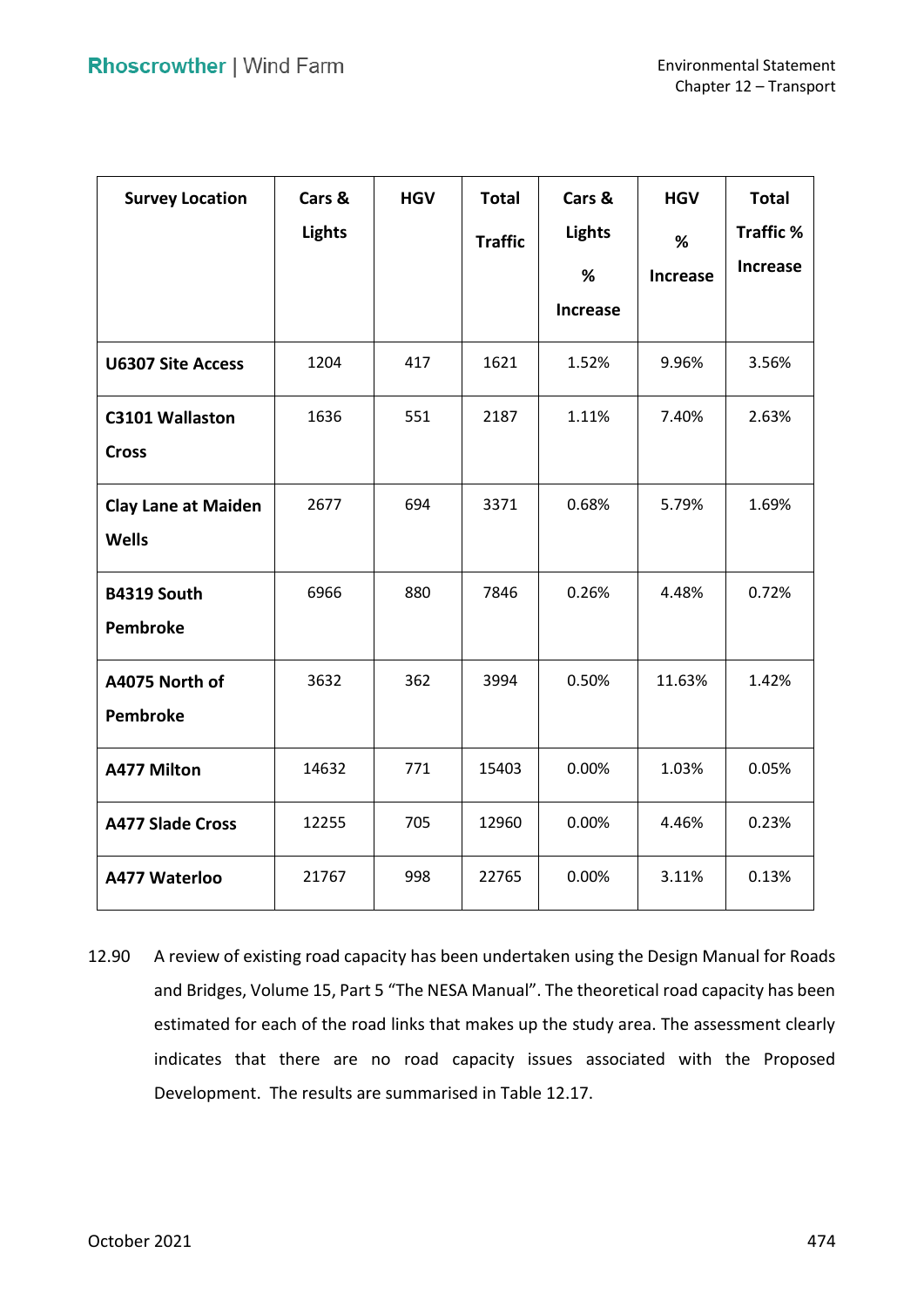| Survey Location | Cars & Lights | HGV | Total Traffic | Cars & Lights % Increase | HGV % Increase | Total Traffic % Increase |
|---|---|---|---|---|---|---|
| **U6307 Site Access** | 1204 | 417 | 1621 | 1.52% | 9.96% | 3.56% |
| **C3101 Wallaston Cross** | 1636 | 551 | 2187 | 1.11% | 7.40% | 2.63% |
| **Clay Lane at Maiden Wells** | 2677 | 694 | 3371 | 0.68% | 5.79% | 1.69% |
| **B4319 South Pembroke** | 6966 | 880 | 7846 | 0.26% | 4.48% | 0.72% |
| **A4075 North of Pembroke** | 3632 | 362 | 3994 | 0.50% | 11.63% | 1.42% |
| **A477 Milton** | 14632 | 771 | 15403 | 0.00% | 1.03% | 0.05% |
| **A477 Slade Cross** | 12255 | 705 | 12960 | 0.00% | 4.46% | 0.23% |
| **A477 Waterloo** | 21767 | 998 | 22765 | 0.00% | 3.11% | 0.13% |

12.90 A review of existing road capacity has been undertaken using the Design Manual for Roads and Bridges, Volume 15, Part 5 "The NESA Manual". The theoretical road capacity has been estimated for each of the road links that makes up the study area. The assessment clearly indicates that there are no road capacity issues associated with the Proposed Development. The results are summarised in Table 12.17.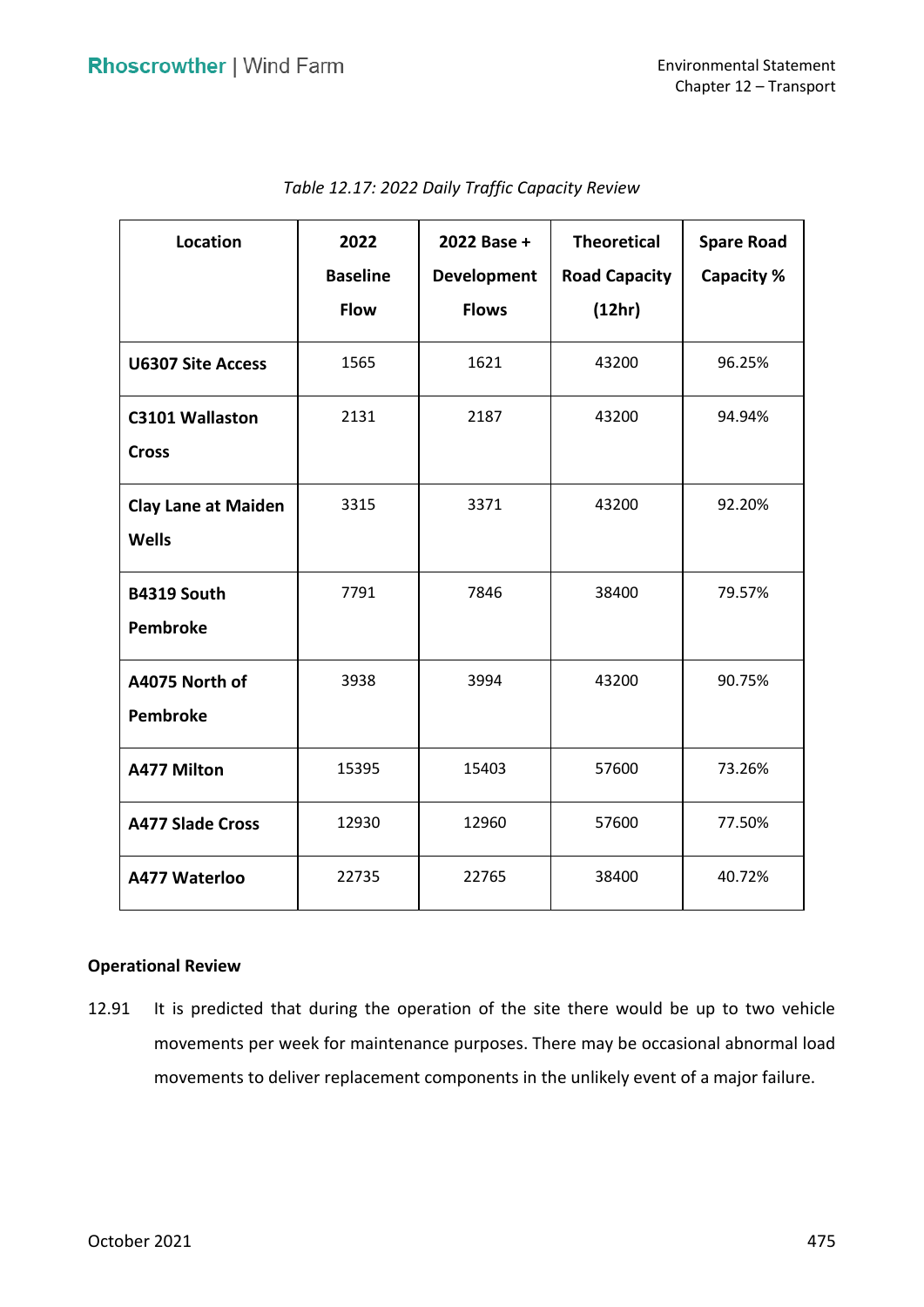*Table 12.17: 2022 Daily Traffic Capacity Review*

| Location | 2022 Baseline Flow | 2022 Base + Development Flows | Theoretical Road Capacity (12hr) | Spare Road Capacity % |
|---|---|---|---|---|
| **U6307 Site Access** | 1565 | 1621 | 43200 | 96.25% |
| **C3101 Wallaston Cross** | 2131 | 2187 | 43200 | 94.94% |
| **Clay Lane at Maiden Wells** | 3315 | 3371 | 43200 | 92.20% |
| **B4319 South Pembroke** | 7791 | 7846 | 38400 | 79.57% |
| **A4075 North of Pembroke** | 3938 | 3994 | 43200 | 90.75% |
| **A477 Milton** | 15395 | 15403 | 57600 | 73.26% |
| **A477 Slade Cross** | 12930 | 12960 | 57600 | 77.50% |
| **A477 Waterloo** | 22735 | 22765 | 38400 | 40.72% |

**Operational Review**

12.91 It is predicted that during the operation of the site there would be up to two vehicle movements per week for maintenance purposes. There may be occasional abnormal load movements to deliver replacement components in the unlikely event of a major failure.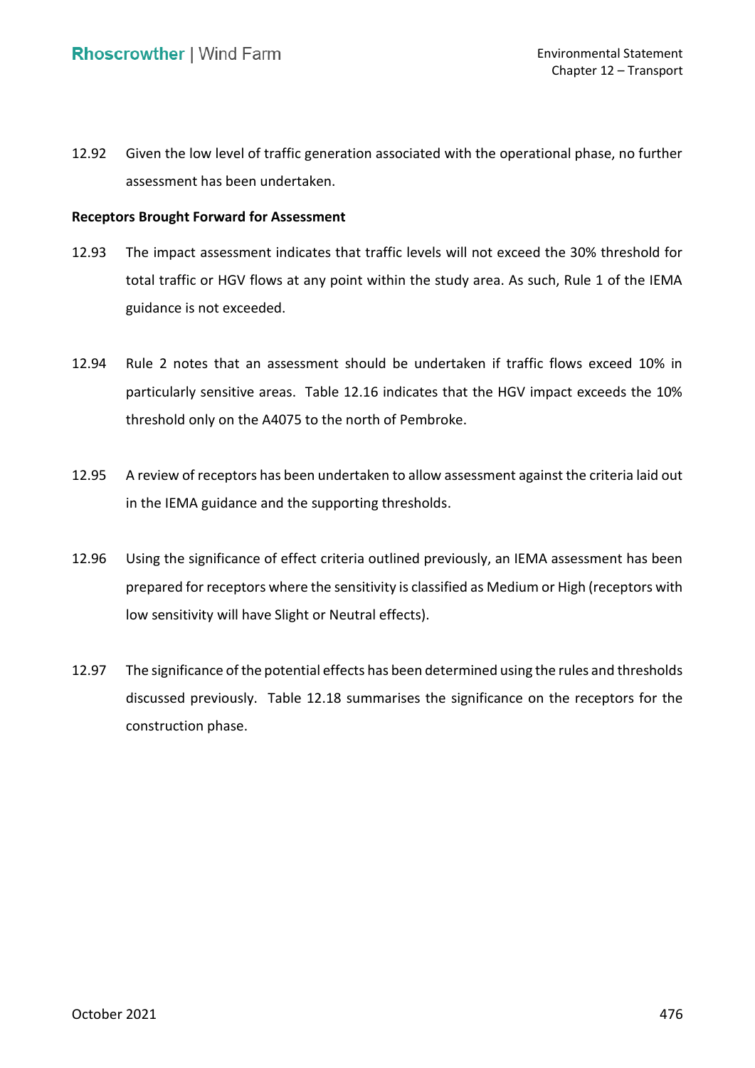12.92 Given the low level of traffic generation associated with the operational phase, no further assessment has been undertaken.

**Receptors Brought Forward for Assessment**

12.93 The impact assessment indicates that traffic levels will not exceed the 30% threshold for total traffic or HGV flows at any point within the study area. As such, Rule 1 of the IEMA guidance is not exceeded.

12.94 Rule 2 notes that an assessment should be undertaken if traffic flows exceed 10% in particularly sensitive areas. Table 12.16 indicates that the HGV impact exceeds the 10% threshold only on the A4075 to the north of Pembroke.

12.95 A review of receptors has been undertaken to allow assessment against the criteria laid out in the IEMA guidance and the supporting thresholds.

12.96 Using the significance of effect criteria outlined previously, an IEMA assessment has been prepared for receptors where the sensitivity is classified as Medium or High (receptors with low sensitivity will have Slight or Neutral effects).

12.97 The significance of the potential effects has been determined using the rules and thresholds discussed previously. Table 12.18 summarises the significance on the receptors for the construction phase.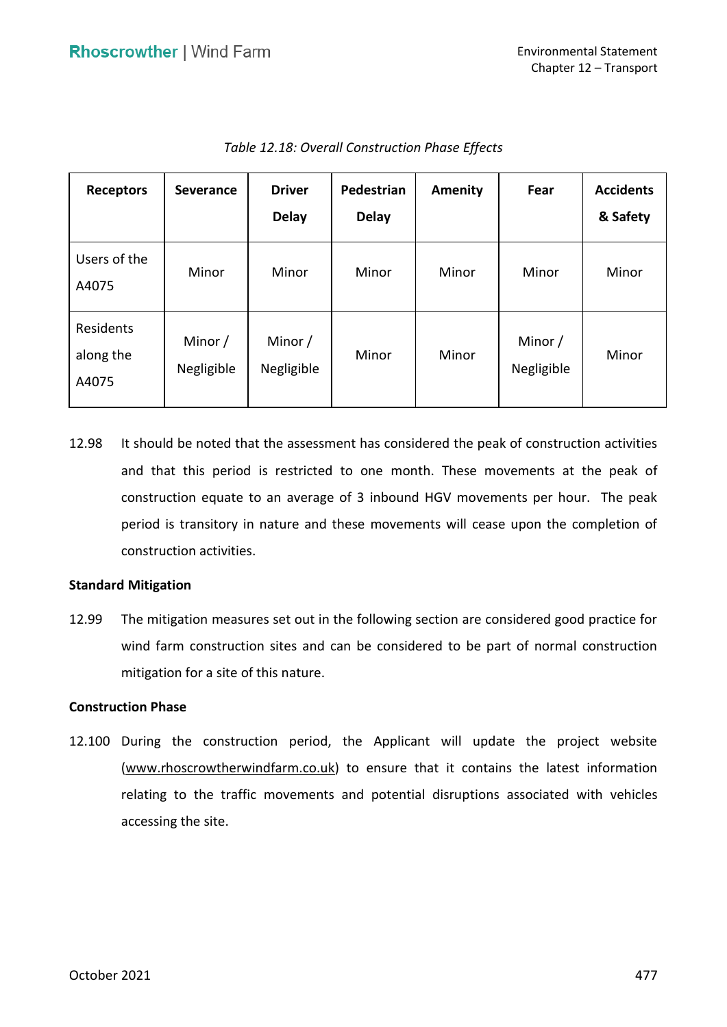*Table 12.18: Overall Construction Phase Effects*

| Receptors | Severance | Driver Delay | Pedestrian Delay | Amenity | Fear | Accidents & Safety |
|---|---|---|---|---|---|---|
| Users of the A4075 | Minor | Minor | Minor | Minor | Minor | Minor |
| Residents along the A4075 | Minor / Negligible | Minor / Negligible | Minor | Minor | Minor / Negligible | Minor |

12.98 It should be noted that the assessment has considered the peak of construction activities and that this period is restricted to one month. These movements at the peak of construction equate to an average of 3 inbound HGV movements per hour. The peak period is transitory in nature and these movements will cease upon the completion of construction activities.

**Standard Mitigation**

12.99 The mitigation measures set out in the following section are considered good practice for wind farm construction sites and can be considered to be part of normal construction mitigation for a site of this nature.

**Construction Phase**

12.100 During the construction period, the Applicant will update the project website (www.rhoscrowtherwindfarm.co.uk) to ensure that it contains the latest information relating to the traffic movements and potential disruptions associated with vehicles accessing the site.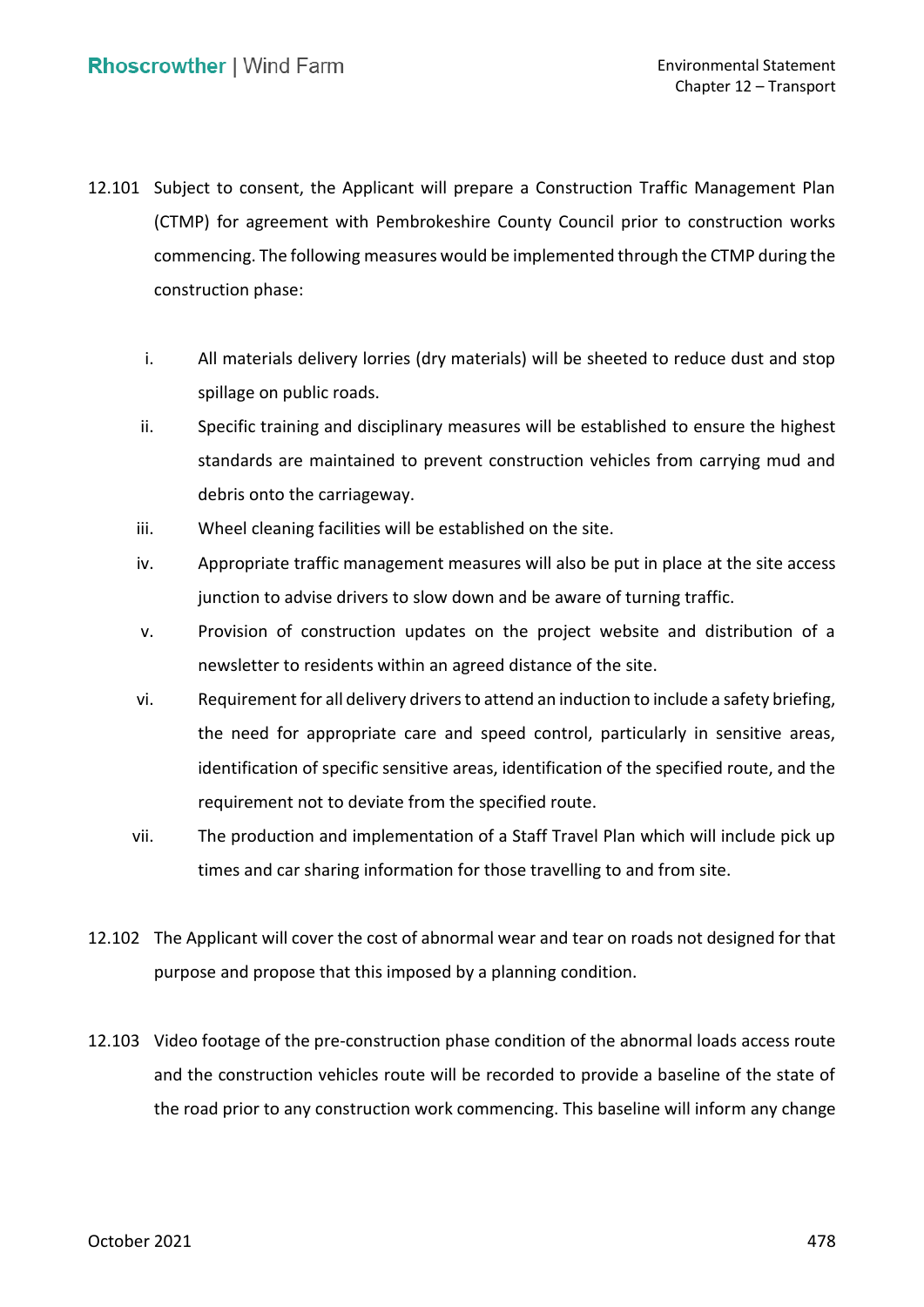12.101 Subject to consent, the Applicant will prepare a Construction Traffic Management Plan (CTMP) for agreement with Pembrokeshire County Council prior to construction works commencing. The following measures would be implemented through the CTMP during the construction phase:

i. All materials delivery lorries (dry materials) will be sheeted to reduce dust and stop spillage on public roads.

ii. Specific training and disciplinary measures will be established to ensure the highest standards are maintained to prevent construction vehicles from carrying mud and debris onto the carriageway.

iii. Wheel cleaning facilities will be established on the site.

iv. Appropriate traffic management measures will also be put in place at the site access junction to advise drivers to slow down and be aware of turning traffic.

v. Provision of construction updates on the project website and distribution of a newsletter to residents within an agreed distance of the site.

vi. Requirement for all delivery drivers to attend an induction to include a safety briefing, the need for appropriate care and speed control, particularly in sensitive areas, identification of specific sensitive areas, identification of the specified route, and the requirement not to deviate from the specified route.

vii. The production and implementation of a Staff Travel Plan which will include pick up times and car sharing information for those travelling to and from site.

12.102 The Applicant will cover the cost of abnormal wear and tear on roads not designed for that purpose and propose that this imposed by a planning condition.

12.103 Video footage of the pre-construction phase condition of the abnormal loads access route and the construction vehicles route will be recorded to provide a baseline of the state of the road prior to any construction work commencing. This baseline will inform any change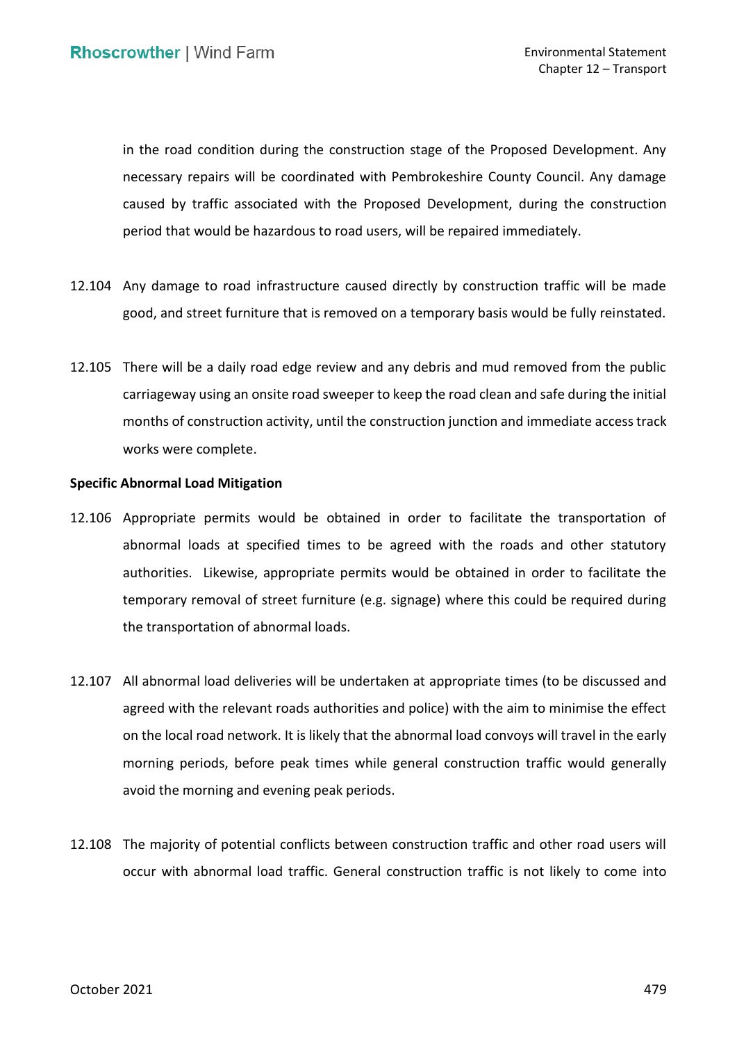in the road condition during the construction stage of the Proposed Development. Any necessary repairs will be coordinated with Pembrokeshire County Council. Any damage caused by traffic associated with the Proposed Development, during the construction period that would be hazardous to road users, will be repaired immediately.

12.104 Any damage to road infrastructure caused directly by construction traffic will be made good, and street furniture that is removed on a temporary basis would be fully reinstated.

12.105 There will be a daily road edge review and any debris and mud removed from the public carriageway using an onsite road sweeper to keep the road clean and safe during the initial months of construction activity, until the construction junction and immediate access track works were complete.

**Specific Abnormal Load Mitigation**

12.106 Appropriate permits would be obtained in order to facilitate the transportation of abnormal loads at specified times to be agreed with the roads and other statutory authorities. Likewise, appropriate permits would be obtained in order to facilitate the temporary removal of street furniture (e.g. signage) where this could be required during the transportation of abnormal loads.

12.107 All abnormal load deliveries will be undertaken at appropriate times (to be discussed and agreed with the relevant roads authorities and police) with the aim to minimise the effect on the local road network. It is likely that the abnormal load convoys will travel in the early morning periods, before peak times while general construction traffic would generally avoid the morning and evening peak periods.

12.108 The majority of potential conflicts between construction traffic and other road users will occur with abnormal load traffic. General construction traffic is not likely to come into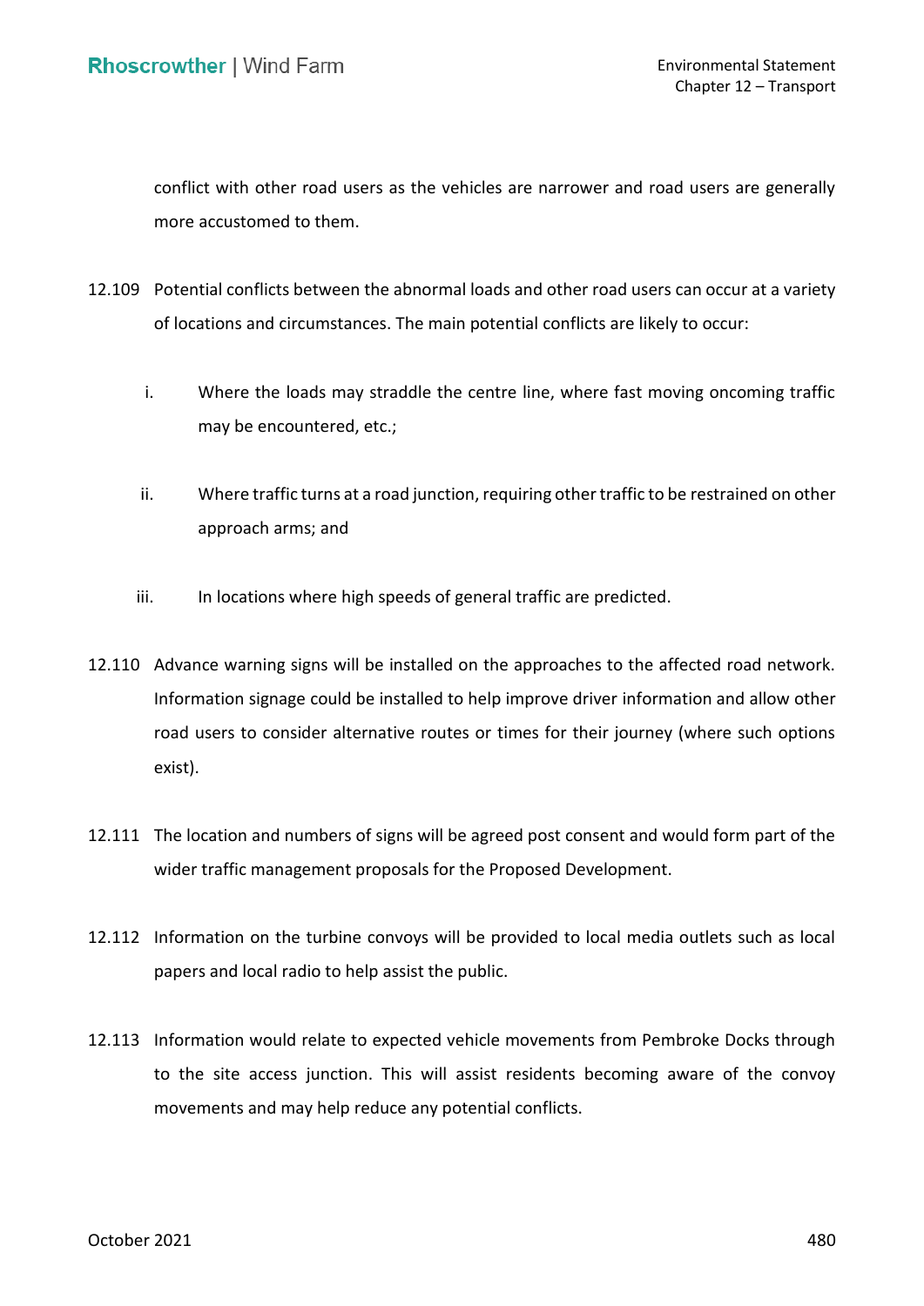conflict with other road users as the vehicles are narrower and road users are generally more accustomed to them.

12.109 Potential conflicts between the abnormal loads and other road users can occur at a variety of locations and circumstances. The main potential conflicts are likely to occur:

i. Where the loads may straddle the centre line, where fast moving oncoming traffic may be encountered, etc.;

ii. Where traffic turns at a road junction, requiring other traffic to be restrained on other approach arms; and

iii. In locations where high speeds of general traffic are predicted.

12.110 Advance warning signs will be installed on the approaches to the affected road network. Information signage could be installed to help improve driver information and allow other road users to consider alternative routes or times for their journey (where such options exist).

12.111 The location and numbers of signs will be agreed post consent and would form part of the wider traffic management proposals for the Proposed Development.

12.112 Information on the turbine convoys will be provided to local media outlets such as local papers and local radio to help assist the public.

12.113 Information would relate to expected vehicle movements from Pembroke Docks through to the site access junction. This will assist residents becoming aware of the convoy movements and may help reduce any potential conflicts.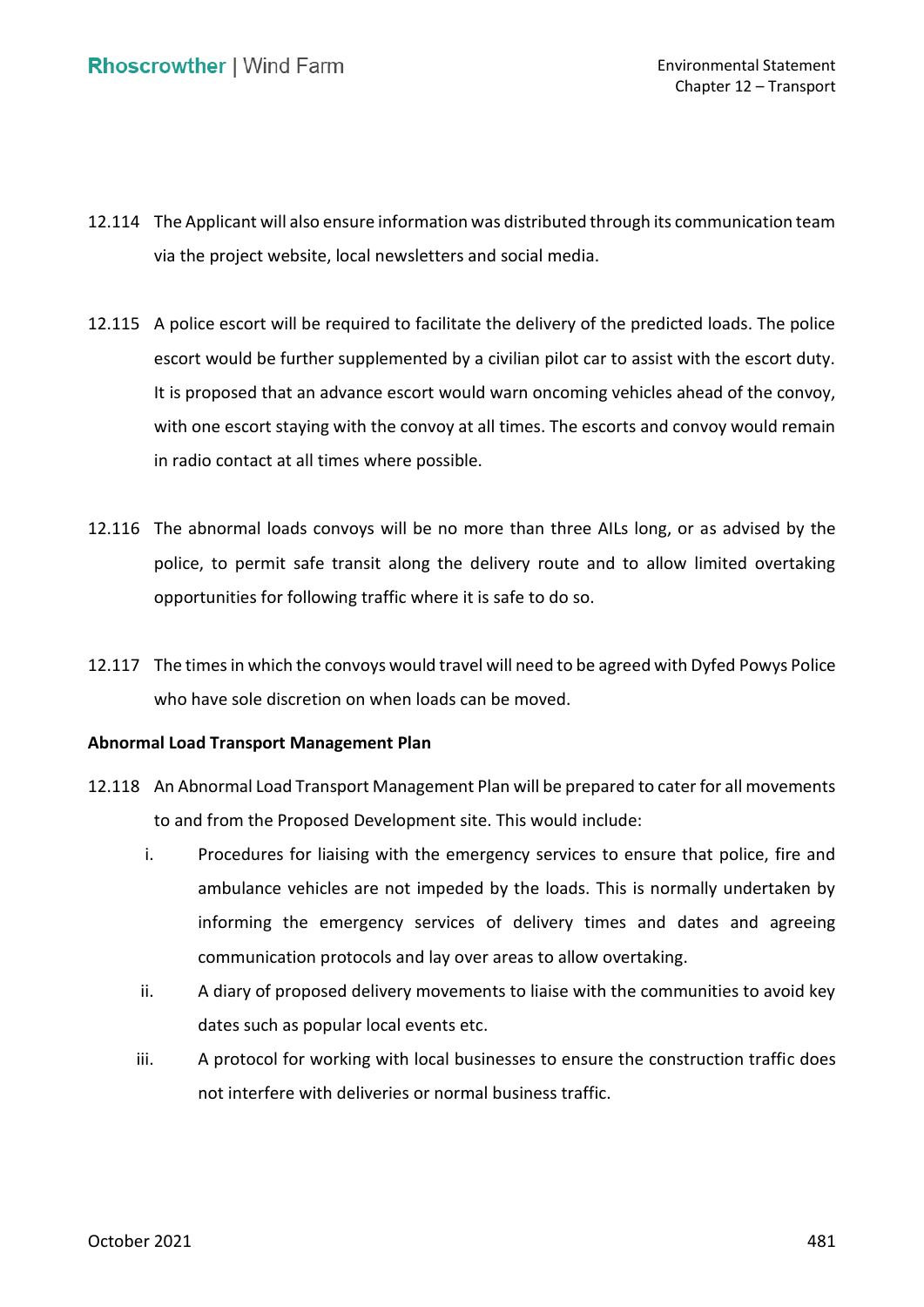12.114 The Applicant will also ensure information was distributed through its communication team via the project website, local newsletters and social media.

12.115 A police escort will be required to facilitate the delivery of the predicted loads. The police escort would be further supplemented by a civilian pilot car to assist with the escort duty. It is proposed that an advance escort would warn oncoming vehicles ahead of the convoy, with one escort staying with the convoy at all times. The escorts and convoy would remain in radio contact at all times where possible.

12.116 The abnormal loads convoys will be no more than three AILs long, or as advised by the police, to permit safe transit along the delivery route and to allow limited overtaking opportunities for following traffic where it is safe to do so.

12.117 The times in which the convoys would travel will need to be agreed with Dyfed Powys Police who have sole discretion on when loads can be moved.

**Abnormal Load Transport Management Plan**

12.118 An Abnormal Load Transport Management Plan will be prepared to cater for all movements to and from the Proposed Development site. This would include:

i. Procedures for liaising with the emergency services to ensure that police, fire and ambulance vehicles are not impeded by the loads. This is normally undertaken by informing the emergency services of delivery times and dates and agreeing communication protocols and lay over areas to allow overtaking.

ii. A diary of proposed delivery movements to liaise with the communities to avoid key dates such as popular local events etc.

iii. A protocol for working with local businesses to ensure the construction traffic does not interfere with deliveries or normal business traffic.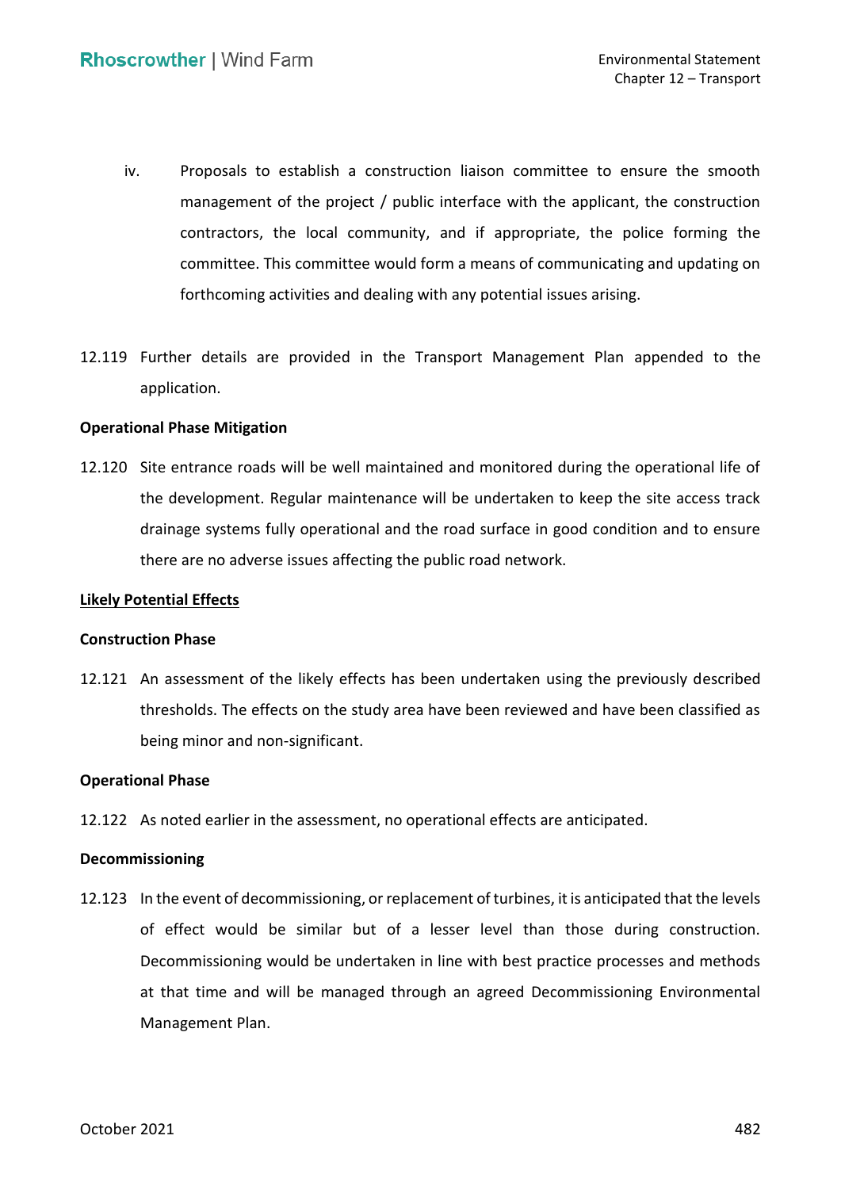iv. Proposals to establish a construction liaison committee to ensure the smooth management of the project / public interface with the applicant, the construction contractors, the local community, and if appropriate, the police forming the committee. This committee would form a means of communicating and updating on forthcoming activities and dealing with any potential issues arising.

12.119 Further details are provided in the Transport Management Plan appended to the application.

**Operational Phase Mitigation**

12.120 Site entrance roads will be well maintained and monitored during the operational life of the development. Regular maintenance will be undertaken to keep the site access track drainage systems fully operational and the road surface in good condition and to ensure there are no adverse issues affecting the public road network.

**Likely Potential Effects**

**Construction Phase**

12.121 An assessment of the likely effects has been undertaken using the previously described thresholds. The effects on the study area have been reviewed and have been classified as being minor and non-significant.

**Operational Phase**

12.122 As noted earlier in the assessment, no operational effects are anticipated.

**Decommissioning**

12.123 In the event of decommissioning, or replacement of turbines, it is anticipated that the levels of effect would be similar but of a lesser level than those during construction. Decommissioning would be undertaken in line with best practice processes and methods at that time and will be managed through an agreed Decommissioning Environmental Management Plan.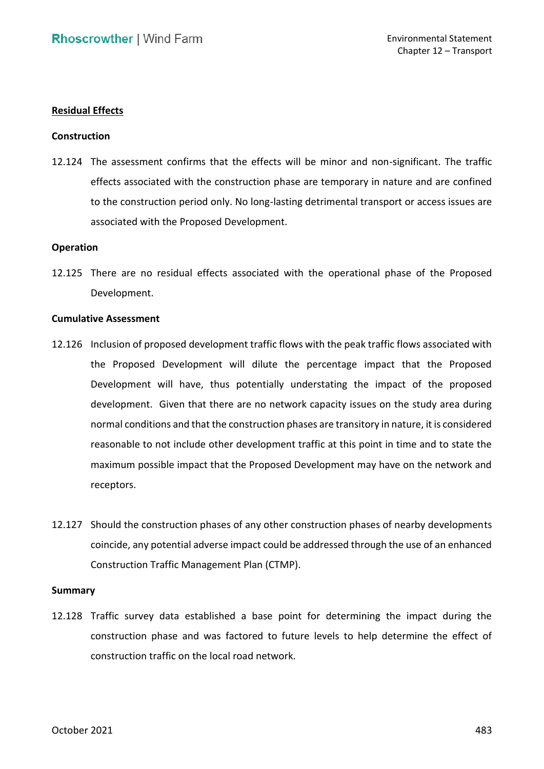## Residual Effects

### Construction

12.124 The assessment confirms that the effects will be minor and non-significant. The traffic effects associated with the construction phase are temporary in nature and are confined to the construction period only. No long-lasting detrimental transport or access issues are associated with the Proposed Development.

### Operation

12.125 There are no residual effects associated with the operational phase of the Proposed Development.

### Cumulative Assessment

12.126 Inclusion of proposed development traffic flows with the peak traffic flows associated with the Proposed Development will dilute the percentage impact that the Proposed Development will have, thus potentially understating the impact of the proposed development. Given that there are no network capacity issues on the study area during normal conditions and that the construction phases are transitory in nature, it is considered reasonable to not include other development traffic at this point in time and to state the maximum possible impact that the Proposed Development may have on the network and receptors.

12.127 Should the construction phases of any other construction phases of nearby developments coincide, any potential adverse impact could be addressed through the use of an enhanced Construction Traffic Management Plan (CTMP).

### Summary

12.128 Traffic survey data established a base point for determining the impact during the construction phase and was factored to future levels to help determine the effect of construction traffic on the local road network.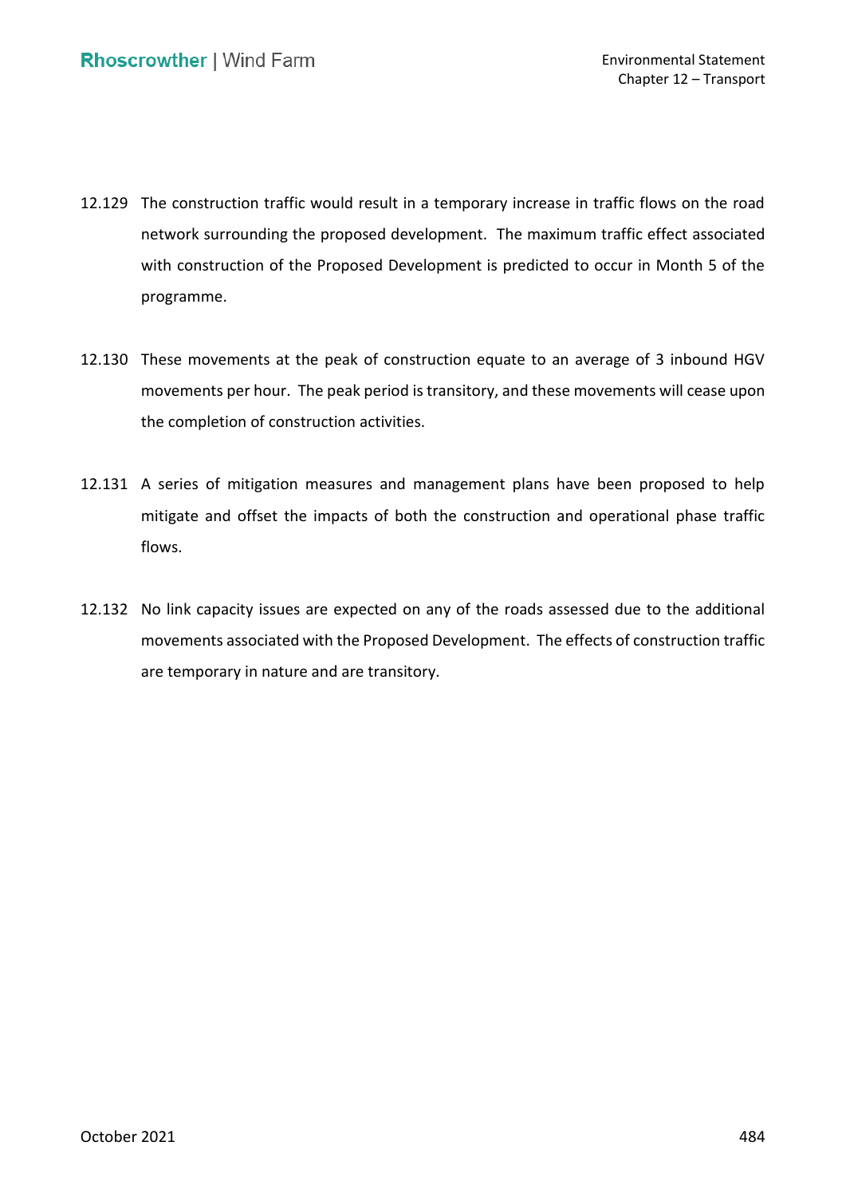12.129 The construction traffic would result in a temporary increase in traffic flows on the road network surrounding the proposed development. The maximum traffic effect associated with construction of the Proposed Development is predicted to occur in Month 5 of the programme.

12.130 These movements at the peak of construction equate to an average of 3 inbound HGV movements per hour. The peak period is transitory, and these movements will cease upon the completion of construction activities.

12.131 A series of mitigation measures and management plans have been proposed to help mitigate and offset the impacts of both the construction and operational phase traffic flows.

12.132 No link capacity issues are expected on any of the roads assessed due to the additional movements associated with the Proposed Development. The effects of construction traffic are temporary in nature and are transitory.